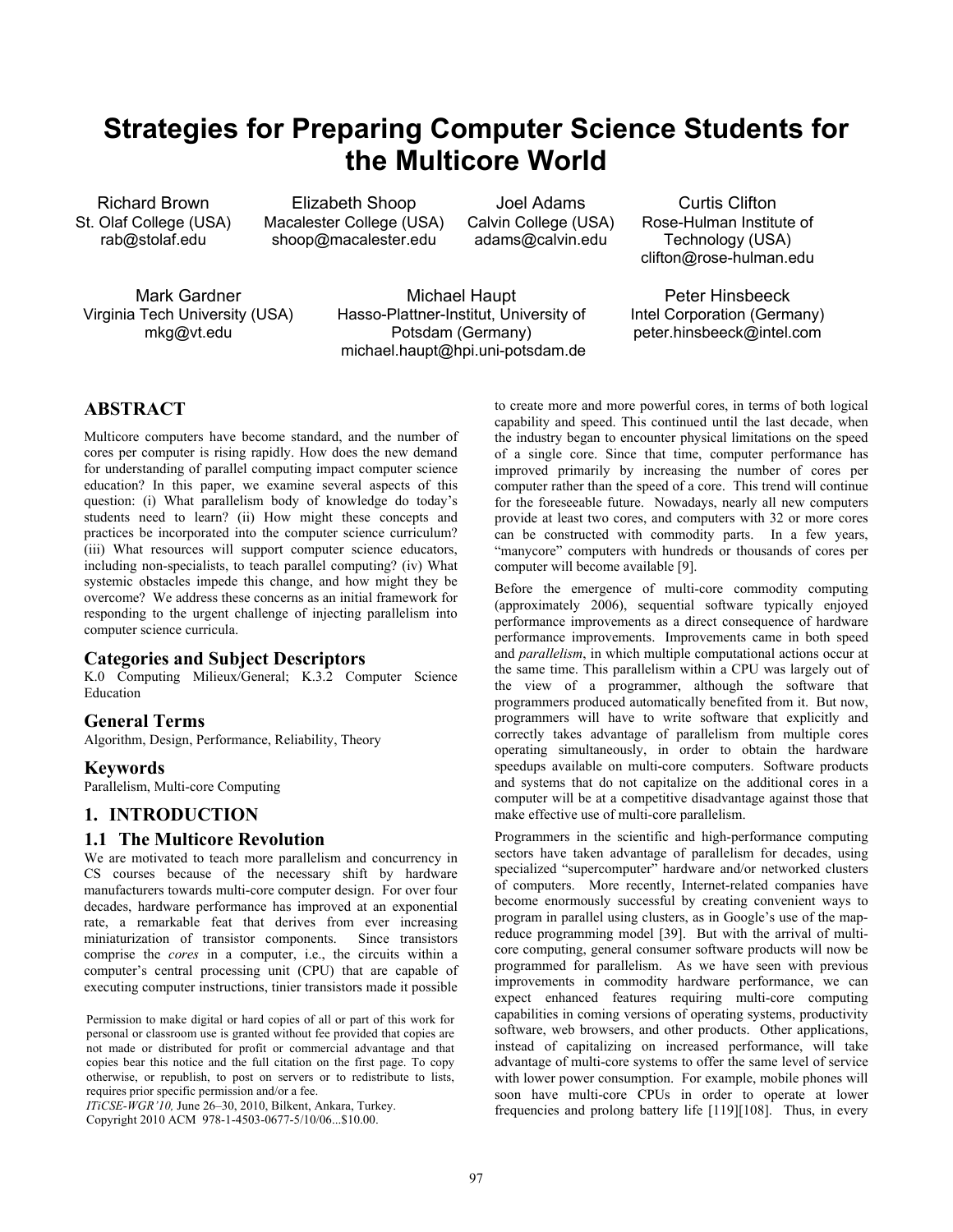# Strategies for Preparing Computer Science Students for the Multicore World

Richard Brown
St. Olaf College (USA)
rab@stolaf.edu

Elizabeth Shoop
Macalester College (USA)
shoop@macalester.edu

Joel Adams
Calvin College (USA)
adams@calvin.edu

Curtis Clifton
Rose-Hulman Institute of Technology (USA)
clifton@rose-hulman.edu

Mark Gardner
Virginia Tech University (USA)
mkg@vt.edu

Michael Haupt
Hasso-Plattner-Institut, University of Potsdam (Germany)
michael.haupt@hpi.uni-potsdam.de

Peter Hinsbeeck
Intel Corporation (Germany)
peter.hinsbeeck@intel.com

## ABSTRACT

Multicore computers have become standard, and the number of cores per computer is rising rapidly. How does the new demand for understanding of parallel computing impact computer science education? In this paper, we examine several aspects of this question: (i) What parallelism body of knowledge do today's students need to learn? (ii) How might these concepts and practices be incorporated into the computer science curriculum? (iii) What resources will support computer science educators, including non-specialists, to teach parallel computing? (iv) What systemic obstacles impede this change, and how might they be overcome? We address these concerns as an initial framework for responding to the urgent challenge of injecting parallelism into computer science curricula.

### Categories and Subject Descriptors

K.0 Computing Milieux/General; K.3.2 Computer Science Education

### General Terms

Algorithm, Design, Performance, Reliability, Theory

### Keywords

Parallelism, Multi-core Computing

## 1. INTRODUCTION

### 1.1 The Multicore Revolution

We are motivated to teach more parallelism and concurrency in CS courses because of the necessary shift by hardware manufacturers towards multi-core computer design. For over four decades, hardware performance has improved at an exponential rate, a remarkable feat that derives from ever increasing miniaturization of transistor components. Since transistors comprise the *cores* in a computer, i.e., the circuits within a computer's central processing unit (CPU) that are capable of executing computer instructions, tinier transistors made it possible to create more and more powerful cores, in terms of both logical capability and speed. This continued until the last decade, when the industry began to encounter physical limitations on the speed of a single core. Since that time, computer performance has improved primarily by increasing the number of cores per computer rather than the speed of a core. This trend will continue for the foreseeable future. Nowadays, nearly all new computers provide at least two cores, and computers with 32 or more cores can be constructed with commodity parts. In a few years, "manycore" computers with hundreds or thousands of cores per computer will become available [9].

Before the emergence of multi-core commodity computing (approximately 2006), sequential software typically enjoyed performance improvements as a direct consequence of hardware performance improvements. Improvements came in both speed and *parallelism*, in which multiple computational actions occur at the same time. This parallelism within a CPU was largely out of the view of a programmer, although the software that programmers produced automatically benefited from it. But now, programmers will have to write software that explicitly and correctly takes advantage of parallelism from multiple cores operating simultaneously, in order to obtain the hardware speedups available on multi-core computers. Software products and systems that do not capitalize on the additional cores in a computer will be at a competitive disadvantage against those that make effective use of multi-core parallelism.

Programmers in the scientific and high-performance computing sectors have taken advantage of parallelism for decades, using specialized "supercomputer" hardware and/or networked clusters of computers. More recently, Internet-related companies have become enormously successful by creating convenient ways to program in parallel using clusters, as in Google's use of the map-reduce programming model [39]. But with the arrival of multi-core computing, general consumer software products will now be programmed for parallelism. As we have seen with previous improvements in commodity hardware performance, we can expect enhanced features requiring multi-core computing capabilities in coming versions of operating systems, productivity software, web browsers, and other products. Other applications, instead of capitalizing on increased performance, will take advantage of multi-core systems to offer the same level of service with lower power consumption. For example, mobile phones will soon have multi-core CPUs in order to operate at lower frequencies and prolong battery life [119][108]. Thus, in every

Permission to make digital or hard copies of all or part of this work for personal or classroom use is granted without fee provided that copies are not made or distributed for profit or commercial advantage and that copies bear this notice and the full citation on the first page. To copy otherwise, or republish, to post on servers or to redistribute to lists, requires prior specific permission and/or a fee.
*ITiCSE-WGR'10,* June 26–30, 2010, Bilkent, Ankara, Turkey.
Copyright 2010 ACM 978-1-4503-0677-5/10/06...$10.00.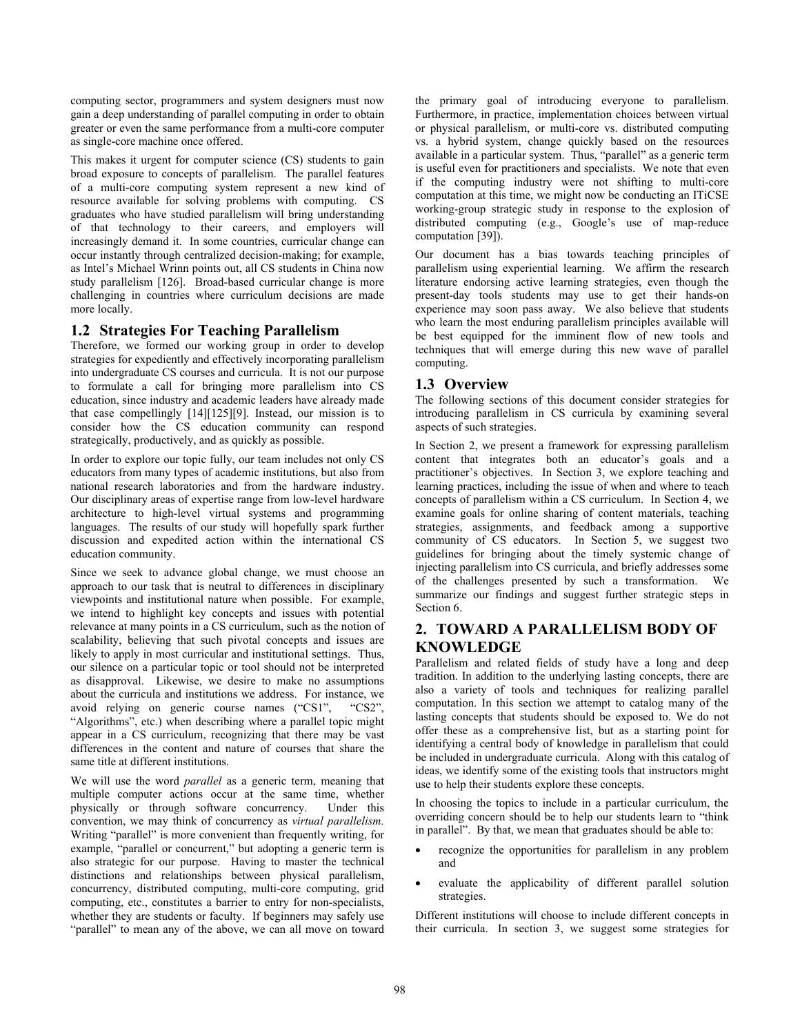computing sector, programmers and system designers must now gain a deep understanding of parallel computing in order to obtain greater or even the same performance from a multi-core computer as single-core machine once offered.

This makes it urgent for computer science (CS) students to gain broad exposure to concepts of parallelism. The parallel features of a multi-core computing system represent a new kind of resource available for solving problems with computing. CS graduates who have studied parallelism will bring understanding of that technology to their careers, and employers will increasingly demand it. In some countries, curricular change can occur instantly through centralized decision-making; for example, as Intel's Michael Wrinn points out, all CS students in China now study parallelism [126]. Broad-based curricular change is more challenging in countries where curriculum decisions are made more locally.

## 1.2 Strategies For Teaching Parallelism

Therefore, we formed our working group in order to develop strategies for expediently and effectively incorporating parallelism into undergraduate CS courses and curricula. It is not our purpose to formulate a call for bringing more parallelism into CS education, since industry and academic leaders have already made that case compellingly [14][125][9]. Instead, our mission is to consider how the CS education community can respond strategically, productively, and as quickly as possible.

In order to explore our topic fully, our team includes not only CS educators from many types of academic institutions, but also from national research laboratories and from the hardware industry. Our disciplinary areas of expertise range from low-level hardware architecture to high-level virtual systems and programming languages. The results of our study will hopefully spark further discussion and expedited action within the international CS education community.

Since we seek to advance global change, we must choose an approach to our task that is neutral to differences in disciplinary viewpoints and institutional nature when possible. For example, we intend to highlight key concepts and issues with potential relevance at many points in a CS curriculum, such as the notion of scalability, believing that such pivotal concepts and issues are likely to apply in most curricular and institutional settings. Thus, our silence on a particular topic or tool should not be interpreted as disapproval. Likewise, we desire to make no assumptions about the curricula and institutions we address. For instance, we avoid relying on generic course names ("CS1", "CS2", "Algorithms", etc.) when describing where a parallel topic might appear in a CS curriculum, recognizing that there may be vast differences in the content and nature of courses that share the same title at different institutions.

We will use the word *parallel* as a generic term, meaning that multiple computer actions occur at the same time, whether physically or through software concurrency. Under this convention, we may think of concurrency as *virtual parallelism.* Writing "parallel" is more convenient than frequently writing, for example, "parallel or concurrent," but adopting a generic term is also strategic for our purpose. Having to master the technical distinctions and relationships between physical parallelism, concurrency, distributed computing, multi-core computing, grid computing, etc., constitutes a barrier to entry for non-specialists, whether they are students or faculty. If beginners may safely use "parallel" to mean any of the above, we can all move on toward the primary goal of introducing everyone to parallelism. Furthermore, in practice, implementation choices between virtual or physical parallelism, or multi-core vs. distributed computing vs. a hybrid system, change quickly based on the resources available in a particular system. Thus, "parallel" as a generic term is useful even for practitioners and specialists. We note that even if the computing industry were not shifting to multi-core computation at this time, we might now be conducting an ITiCSE working-group strategic study in response to the explosion of distributed computing (e.g., Google's use of map-reduce computation [39]).

Our document has a bias towards teaching principles of parallelism using experiential learning. We affirm the research literature endorsing active learning strategies, even though the present-day tools students may use to get their hands-on experience may soon pass away. We also believe that students who learn the most enduring parallelism principles available will be best equipped for the imminent flow of new tools and techniques that will emerge during this new wave of parallel computing.

## 1.3 Overview

The following sections of this document consider strategies for introducing parallelism in CS curricula by examining several aspects of such strategies.

In Section 2, we present a framework for expressing parallelism content that integrates both an educator's goals and a practitioner's objectives. In Section 3, we explore teaching and learning practices, including the issue of when and where to teach concepts of parallelism within a CS curriculum. In Section 4, we examine goals for online sharing of content materials, teaching strategies, assignments, and feedback among a supportive community of CS educators. In Section 5, we suggest two guidelines for bringing about the timely systemic change of injecting parallelism into CS curricula, and briefly addresses some of the challenges presented by such a transformation. We summarize our findings and suggest further strategic steps in Section 6.

# 2. TOWARD A PARALLELISM BODY OF KNOWLEDGE

Parallelism and related fields of study have a long and deep tradition. In addition to the underlying lasting concepts, there are also a variety of tools and techniques for realizing parallel computation. In this section we attempt to catalog many of the lasting concepts that students should be exposed to. We do not offer these as a comprehensive list, but as a starting point for identifying a central body of knowledge in parallelism that could be included in undergraduate curricula. Along with this catalog of ideas, we identify some of the existing tools that instructors might use to help their students explore these concepts.

In choosing the topics to include in a particular curriculum, the overriding concern should be to help our students learn to "think in parallel". By that, we mean that graduates should be able to:

- recognize the opportunities for parallelism in any problem and
- evaluate the applicability of different parallel solution strategies.

Different institutions will choose to include different concepts in their curricula. In section 3, we suggest some strategies for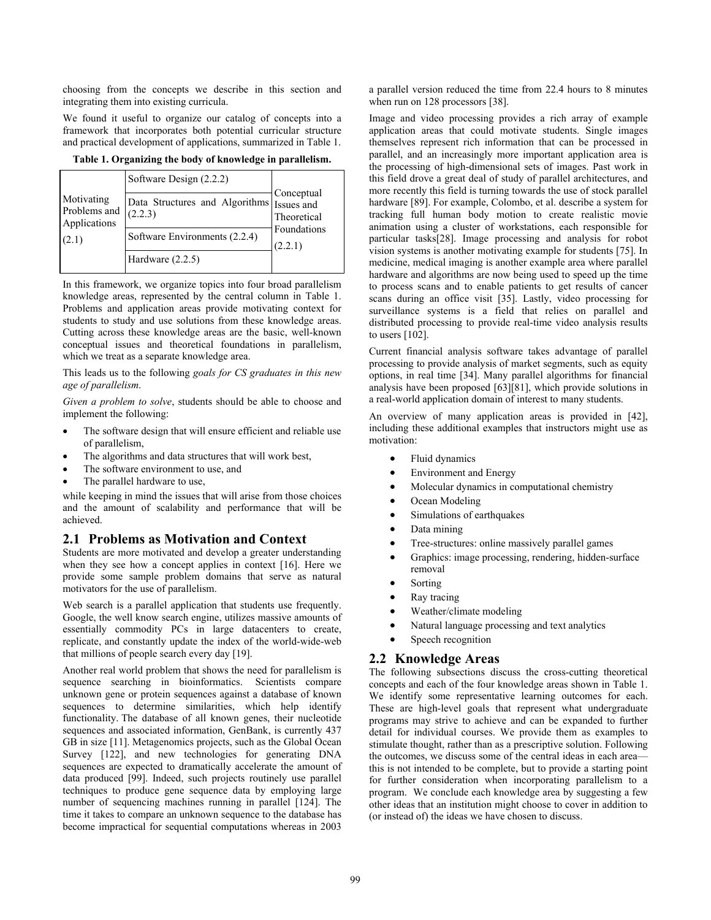choosing from the concepts we describe in this section and integrating them into existing curricula.

We found it useful to organize our catalog of concepts into a framework that incorporates both potential curricular structure and practical development of applications, summarized in Table 1.

**Table 1. Organizing the body of knowledge in parallelism.**

| | | |
|---|---|---|
| Motivating Problems and Applications (2.1) | Software Design (2.2.2) | Conceptual Issues and Theoretical Foundations (2.2.1) |
| | Data Structures and Algorithms (2.2.3) | |
| | Software Environments (2.2.4) | |
| | Hardware (2.2.5) | |

In this framework, we organize topics into four broad parallelism knowledge areas, represented by the central column in Table 1. Problems and application areas provide motivating context for students to study and use solutions from these knowledge areas. Cutting across these knowledge areas are the basic, well-known conceptual issues and theoretical foundations in parallelism, which we treat as a separate knowledge area.

This leads us to the following *goals for CS graduates in this new age of parallelism*.

*Given a problem to solve*, students should be able to choose and implement the following:

- The software design that will ensure efficient and reliable use of parallelism,
- The algorithms and data structures that will work best,
- The software environment to use, and
- The parallel hardware to use,

while keeping in mind the issues that will arise from those choices and the amount of scalability and performance that will be achieved.

## 2.1 Problems as Motivation and Context

Students are more motivated and develop a greater understanding when they see how a concept applies in context [16]. Here we provide some sample problem domains that serve as natural motivators for the use of parallelism.

Web search is a parallel application that students use frequently. Google, the well know search engine, utilizes massive amounts of essentially commodity PCs in large datacenters to create, replicate, and constantly update the index of the world-wide-web that millions of people search every day [19].

Another real world problem that shows the need for parallelism is sequence searching in bioinformatics. Scientists compare unknown gene or protein sequences against a database of known sequences to determine similarities, which help identify functionality. The database of all known genes, their nucleotide sequences and associated information, GenBank, is currently 437 GB in size [11]. Metagenomics projects, such as the Global Ocean Survey [122], and new technologies for generating DNA sequences are expected to dramatically accelerate the amount of data produced [99]. Indeed, such projects routinely use parallel techniques to produce gene sequence data by employing large number of sequencing machines running in parallel [124]. The time it takes to compare an unknown sequence to the database has become impractical for sequential computations whereas in 2003 a parallel version reduced the time from 22.4 hours to 8 minutes when run on 128 processors [38].

Image and video processing provides a rich array of example application areas that could motivate students. Single images themselves represent rich information that can be processed in parallel, and an increasingly more important application area is the processing of high-dimensional sets of images. Past work in this field drove a great deal of study of parallel architectures, and more recently this field is turning towards the use of stock parallel hardware [89]. For example, Colombo, et al. describe a system for tracking full human body motion to create realistic movie animation using a cluster of workstations, each responsible for particular tasks[28]. Image processing and analysis for robot vision systems is another motivating example for students [75]. In medicine, medical imaging is another example area where parallel hardware and algorithms are now being used to speed up the time to process scans and to enable patients to get results of cancer scans during an office visit [35]. Lastly, video processing for surveillance systems is a field that relies on parallel and distributed processing to provide real-time video analysis results to users [102].

Current financial analysis software takes advantage of parallel processing to provide analysis of market segments, such as equity options, in real time [34]. Many parallel algorithms for financial analysis have been proposed [63][81], which provide solutions in a real-world application domain of interest to many students.

An overview of many application areas is provided in [42], including these additional examples that instructors might use as motivation:

- Fluid dynamics
- Environment and Energy
- Molecular dynamics in computational chemistry
- Ocean Modeling
- Simulations of earthquakes
- Data mining
- Tree-structures: online massively parallel games
- Graphics: image processing, rendering, hidden-surface removal
- Sorting
- Ray tracing
- Weather/climate modeling
- Natural language processing and text analytics
- Speech recognition

## 2.2 Knowledge Areas

The following subsections discuss the cross-cutting theoretical concepts and each of the four knowledge areas shown in Table 1. We identify some representative learning outcomes for each. These are high-level goals that represent what undergraduate programs may strive to achieve and can be expanded to further detail for individual courses. We provide them as examples to stimulate thought, rather than as a prescriptive solution. Following the outcomes, we discuss some of the central ideas in each area—this is not intended to be complete, but to provide a starting point for further consideration when incorporating parallelism to a program. We conclude each knowledge area by suggesting a few other ideas that an institution might choose to cover in addition to (or instead of) the ideas we have chosen to discuss.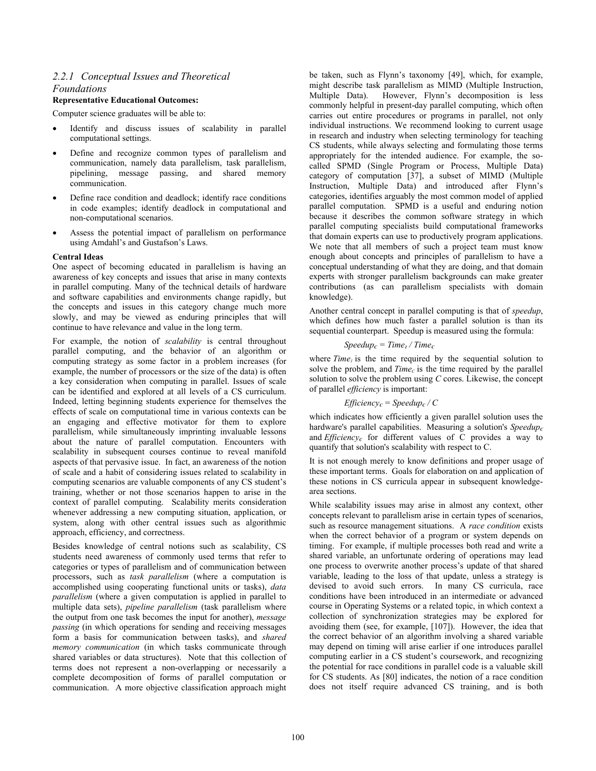### *2.2.1 Conceptual Issues and Theoretical Foundations*

**Representative Educational Outcomes:**

Computer science graduates will be able to:

- Identify and discuss issues of scalability in parallel computational settings.
- Define and recognize common types of parallelism and communication, namely data parallelism, task parallelism, pipelining, message passing, and shared memory communication.
- Define race condition and deadlock; identify race conditions in code examples; identify deadlock in computational and non-computational scenarios.
- Assess the potential impact of parallelism on performance using Amdahl's and Gustafson's Laws.

**Central Ideas**

One aspect of becoming educated in parallelism is having an awareness of key concepts and issues that arise in many contexts in parallel computing. Many of the technical details of hardware and software capabilities and environments change rapidly, but the concepts and issues in this category change much more slowly, and may be viewed as enduring principles that will continue to have relevance and value in the long term.

For example, the notion of *scalability* is central throughout parallel computing, and the behavior of an algorithm or computing strategy as some factor in a problem increases (for example, the number of processors or the size of the data) is often a key consideration when computing in parallel. Issues of scale can be identified and explored at all levels of a CS curriculum. Indeed, letting beginning students experience for themselves the effects of scale on computational time in various contexts can be an engaging and effective motivator for them to explore parallelism, while simultaneously imprinting invaluable lessons about the nature of parallel computation. Encounters with scalability in subsequent courses continue to reveal manifold aspects of that pervasive issue. In fact, an awareness of the notion of scale and a habit of considering issues related to scalability in computing scenarios are valuable components of any CS student's training, whether or not those scenarios happen to arise in the context of parallel computing. Scalability merits consideration whenever addressing a new computing situation, application, or system, along with other central issues such as algorithmic approach, efficiency, and correctness.

Besides knowledge of central notions such as scalability, CS students need awareness of commonly used terms that refer to categories or types of parallelism and of communication between processors, such as *task parallelism* (where a computation is accomplished using cooperating functional units or tasks), *data parallelism* (where a given computation is applied in parallel to multiple data sets), *pipeline parallelism* (task parallelism where the output from one task becomes the input for another), *message passing* (in which operations for sending and receiving messages form a basis for communication between tasks), and *shared memory communication* (in which tasks communicate through shared variables or data structures). Note that this collection of terms does not represent a non-overlapping or necessarily a complete decomposition of forms of parallel computation or communication. A more objective classification approach might be taken, such as Flynn's taxonomy [49], which, for example, might describe task parallelism as MIMD (Multiple Instruction, Multiple Data). However, Flynn's decomposition is less commonly helpful in present-day parallel computing, which often carries out entire procedures or programs in parallel, not only individual instructions. We recommend looking to current usage in research and industry when selecting terminology for teaching CS students, while always selecting and formulating those terms appropriately for the intended audience. For example, the so-called SPMD (Single Program or Process, Multiple Data) category of computation [37], a subset of MIMD (Multiple Instruction, Multiple Data) and introduced after Flynn's categories, identifies arguably the most common model of applied parallel computation. SPMD is a useful and enduring notion because it describes the common software strategy in which parallel computing specialists build computational frameworks that domain experts can use to productively program applications. We note that all members of such a project team must know enough about concepts and principles of parallelism to have a conceptual understanding of what they are doing, and that domain experts with stronger parallelism backgrounds can make greater contributions (as can parallelism specialists with domain knowledge).

Another central concept in parallel computing is that of *speedup*, which defines how much faster a parallel solution is than its sequential counterpart. Speedup is measured using the formula:

$$Speedup_C = Time_1 / Time_C$$

where $Time_1$ is the time required by the sequential solution to solve the problem, and $Time_C$ is the time required by the parallel solution to solve the problem using $C$ cores. Likewise, the concept of parallel *efficiency* is important:

$$Efficiency_C = Speedup_C / C$$

which indicates how efficiently a given parallel solution uses the hardware's parallel capabilities. Measuring a solution's $Speedup_C$ and $Efficiency_C$ for different values of C provides a way to quantify that solution's scalability with respect to C.

It is not enough merely to know definitions and proper usage of these important terms. Goals for elaboration on and application of these notions in CS curricula appear in subsequent knowledge-area sections.

While scalability issues may arise in almost any context, other concepts relevant to parallelism arise in certain types of scenarios, such as resource management situations. A *race condition* exists when the correct behavior of a program or system depends on timing. For example, if multiple processes both read and write a shared variable, an unfortunate ordering of operations may lead one process to overwrite another process's update of that shared variable, leading to the loss of that update, unless a strategy is devised to avoid such errors. In many CS curricula, race conditions have been introduced in an intermediate or advanced course in Operating Systems or a related topic, in which context a collection of synchronization strategies may be explored for avoiding them (see, for example, [107]). However, the idea that the correct behavior of an algorithm involving a shared variable may depend on timing will arise earlier if one introduces parallel computing earlier in a CS student's coursework, and recognizing the potential for race conditions in parallel code is a valuable skill for CS students. As [80] indicates, the notion of a race condition does not itself require advanced CS training, and is both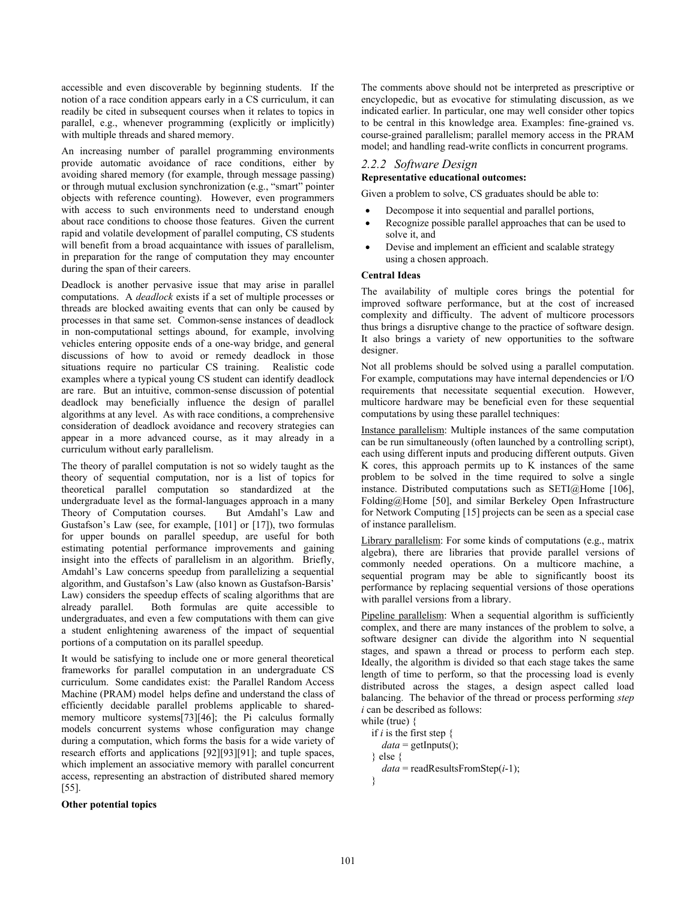accessible and even discoverable by beginning students. If the notion of a race condition appears early in a CS curriculum, it can readily be cited in subsequent courses when it relates to topics in parallel, e.g., whenever programming (explicitly or implicitly) with multiple threads and shared memory.

An increasing number of parallel programming environments provide automatic avoidance of race conditions, either by avoiding shared memory (for example, through message passing) or through mutual exclusion synchronization (e.g., "smart" pointer objects with reference counting). However, even programmers with access to such environments need to understand enough about race conditions to choose those features. Given the current rapid and volatile development of parallel computing, CS students will benefit from a broad acquaintance with issues of parallelism, in preparation for the range of computation they may encounter during the span of their careers.

Deadlock is another pervasive issue that may arise in parallel computations. A *deadlock* exists if a set of multiple processes or threads are blocked awaiting events that can only be caused by processes in that same set. Common-sense instances of deadlock in non-computational settings abound, for example, involving vehicles entering opposite ends of a one-way bridge, and general discussions of how to avoid or remedy deadlock in those situations require no particular CS training. Realistic code examples where a typical young CS student can identify deadlock are rare. But an intuitive, common-sense discussion of potential deadlock may beneficially influence the design of parallel algorithms at any level. As with race conditions, a comprehensive consideration of deadlock avoidance and recovery strategies can appear in a more advanced course, as it may already in a curriculum without early parallelism.

The theory of parallel computation is not so widely taught as the theory of sequential computation, nor is a list of topics for theoretical parallel computation so standardized at the undergraduate level as the formal-languages approach in a many Theory of Computation courses. But Amdahl's Law and Gustafson's Law (see, for example, [101] or [17]), two formulas for upper bounds on parallel speedup, are useful for both estimating potential performance improvements and gaining insight into the effects of parallelism in an algorithm. Briefly, Amdahl's Law concerns speedup from parallelizing a sequential algorithm, and Gustafson's Law (also known as Gustafson-Barsis' Law) considers the speedup effects of scaling algorithms that are already parallel. Both formulas are quite accessible to undergraduates, and even a few computations with them can give a student enlightening awareness of the impact of sequential portions of a computation on its parallel speedup.

It would be satisfying to include one or more general theoretical frameworks for parallel computation in an undergraduate CS curriculum. Some candidates exist: the Parallel Random Access Machine (PRAM) model helps define and understand the class of efficiently decidable parallel problems applicable to shared-memory multicore systems[73][46]; the Pi calculus formally models concurrent systems whose configuration may change during a computation, which forms the basis for a wide variety of research efforts and applications [92][93][91]; and tuple spaces, which implement an associative memory with parallel concurrent access, representing an abstraction of distributed shared memory [55].

**Other potential topics**

The comments above should not be interpreted as prescriptive or encyclopedic, but as evocative for stimulating discussion, as we indicated earlier. In particular, one may well consider other topics to be central in this knowledge area. Examples: fine-grained vs. course-grained parallelism; parallel memory access in the PRAM model; and handling read-write conflicts in concurrent programs.

### *2.2.2 Software Design*

**Representative educational outcomes:**

Given a problem to solve, CS graduates should be able to:

- Decompose it into sequential and parallel portions,
- Recognize possible parallel approaches that can be used to solve it, and
- Devise and implement an efficient and scalable strategy using a chosen approach.

**Central Ideas**

The availability of multiple cores brings the potential for improved software performance, but at the cost of increased complexity and difficulty. The advent of multicore processors thus brings a disruptive change to the practice of software design. It also brings a variety of new opportunities to the software designer.

Not all problems should be solved using a parallel computation. For example, computations may have internal dependencies or I/O requirements that necessitate sequential execution. However, multicore hardware may be beneficial even for these sequential computations by using these parallel techniques:

Instance parallelism: Multiple instances of the same computation can be run simultaneously (often launched by a controlling script), each using different inputs and producing different outputs. Given K cores, this approach permits up to K instances of the same problem to be solved in the time required to solve a single instance. Distributed computations such as SETI@Home [106], Folding@Home [50], and similar Berkeley Open Infrastructure for Network Computing [15] projects can be seen as a special case of instance parallelism.

Library parallelism: For some kinds of computations (e.g., matrix algebra), there are libraries that provide parallel versions of commonly needed operations. On a multicore machine, a sequential program may be able to significantly boost its performance by replacing sequential versions of those operations with parallel versions from a library.

Pipeline parallelism: When a sequential algorithm is sufficiently complex, and there are many instances of the problem to solve, a software designer can divide the algorithm into N sequential stages, and spawn a thread or process to perform each step. Ideally, the algorithm is divided so that each stage takes the same length of time to perform, so that the processing load is evenly distributed across the stages, a design aspect called load balancing. The behavior of the thread or process performing *step i* can be described as follows:

```
while (true) {
   if i is the first step {
      data = getInputs();
   } else {
      data = readResultsFromStep(i-1);
   }
```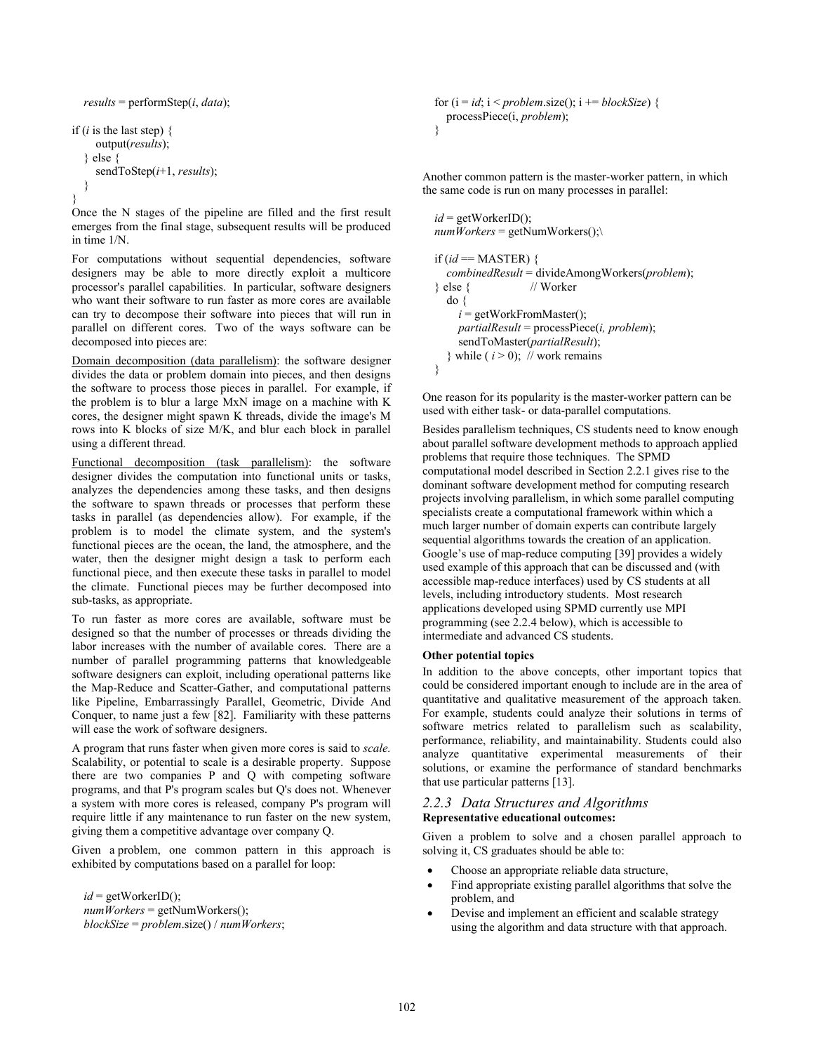```
    results = performStep(i, data);

if (i is the last step) {
        output(results);
    } else {
        sendToStep(i+1, results);
    }
}
```

Once the N stages of the pipeline are filled and the first result emerges from the final stage, subsequent results will be produced in time 1/N.

For computations without sequential dependencies, software designers may be able to more directly exploit a multicore processor's parallel capabilities. In particular, software designers who want their software to run faster as more cores are available can try to decompose their software into pieces that will run in parallel on different cores. Two of the ways software can be decomposed into pieces are:

Domain decomposition (data parallelism): the software designer divides the data or problem domain into pieces, and then designs the software to process those pieces in parallel. For example, if the problem is to blur a large MxN image on a machine with K cores, the designer might spawn K threads, divide the image's M rows into K blocks of size M/K, and blur each block in parallel using a different thread.

Functional decomposition (task parallelism): the software designer divides the computation into functional units or tasks, analyzes the dependencies among these tasks, and then designs the software to spawn threads or processes that perform these tasks in parallel (as dependencies allow). For example, if the problem is to model the climate system, and the system's functional pieces are the ocean, the land, the atmosphere, and the water, then the designer might design a task to perform each functional piece, and then execute these tasks in parallel to model the climate. Functional pieces may be further decomposed into sub-tasks, as appropriate.

To run faster as more cores are available, software must be designed so that the number of processes or threads dividing the labor increases with the number of available cores. There are a number of parallel programming patterns that knowledgeable software designers can exploit, including operational patterns like the Map-Reduce and Scatter-Gather, and computational patterns like Pipeline, Embarrassingly Parallel, Geometric, Divide And Conquer, to name just a few [82]. Familiarity with these patterns will ease the work of software designers.

A program that runs faster when given more cores is said to *scale.* Scalability, or potential to scale is a desirable property. Suppose there are two companies P and Q with competing software programs, and that P's program scales but Q's does not. Whenever a system with more cores is released, company P's program will require little if any maintenance to run faster on the new system, giving them a competitive advantage over company Q.

Given a problem, one common pattern in this approach is exhibited by computations based on a parallel for loop:

```
id = getWorkerID();
numWorkers = getNumWorkers();
blockSize = problem.size() / numWorkers;

for (i = id; i < problem.size(); i += blockSize) {
    processPiece(i, problem);
}
```

Another common pattern is the master-worker pattern, in which the same code is run on many processes in parallel:

```
id = getWorkerID();
numWorkers = getNumWorkers();\

if (id == MASTER) {
    combinedResult = divideAmongWorkers(problem);
} else {                    // Worker
    do {
        i = getWorkFromMaster();
        partialResult = processPiece(i, problem);
        sendToMaster(partialResult);
    } while ( i > 0);  // work remains
}
```

One reason for its popularity is the master-worker pattern can be used with either task- or data-parallel computations.

Besides parallelism techniques, CS students need to know enough about parallel software development methods to approach applied problems that require those techniques. The SPMD computational model described in Section 2.2.1 gives rise to the dominant software development method for computing research projects involving parallelism, in which some parallel computing specialists create a computational framework within which a much larger number of domain experts can contribute largely sequential algorithms towards the creation of an application. Google's use of map-reduce computing [39] provides a widely used example of this approach that can be discussed and (with accessible map-reduce interfaces) used by CS students at all levels, including introductory students. Most research applications developed using SPMD currently use MPI programming (see 2.2.4 below), which is accessible to intermediate and advanced CS students.

**Other potential topics**

In addition to the above concepts, other important topics that could be considered important enough to include are in the area of quantitative and qualitative measurement of the approach taken. For example, students could analyze their solutions in terms of software metrics related to parallelism such as scalability, performance, reliability, and maintainability. Students could also analyze quantitative experimental measurements of their solutions, or examine the performance of standard benchmarks that use particular patterns [13].

### *2.2.3 Data Structures and Algorithms*

**Representative educational outcomes:**

Given a problem to solve and a chosen parallel approach to solving it, CS graduates should be able to:

- Choose an appropriate reliable data structure,
- Find appropriate existing parallel algorithms that solve the problem, and
- Devise and implement an efficient and scalable strategy using the algorithm and data structure with that approach.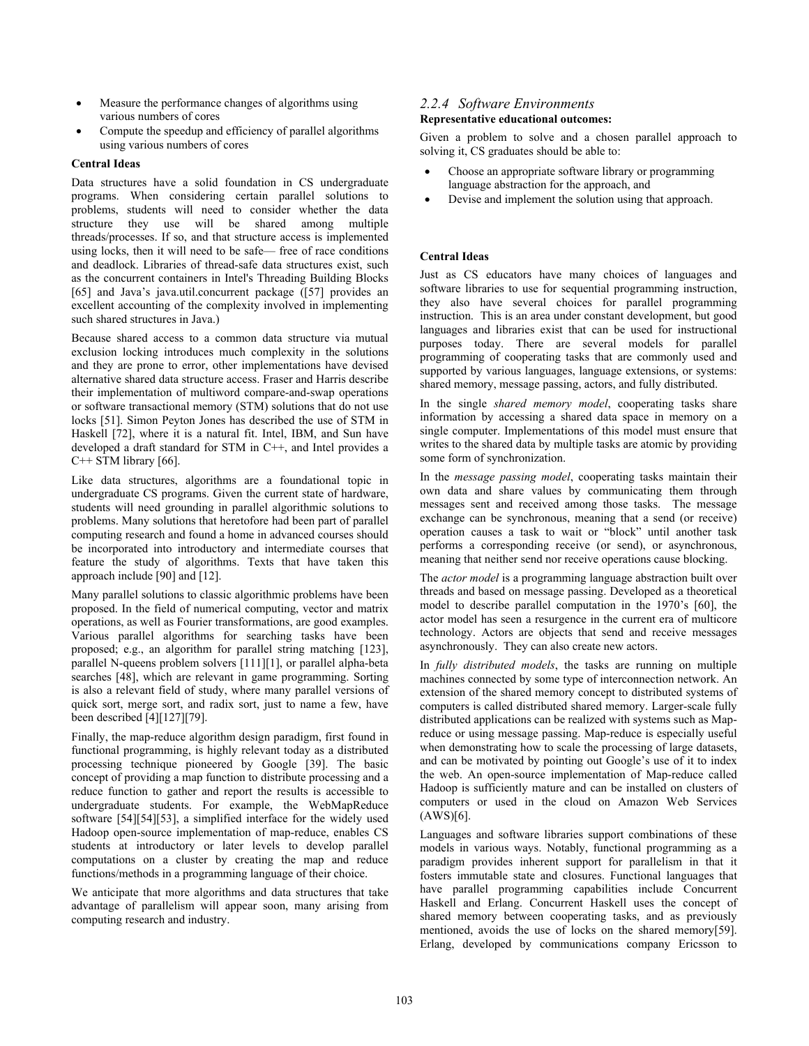- Measure the performance changes of algorithms using various numbers of cores
- Compute the speedup and efficiency of parallel algorithms using various numbers of cores

**Central Ideas**

Data structures have a solid foundation in CS undergraduate programs. When considering certain parallel solutions to problems, students will need to consider whether the data structure they use will be shared among multiple threads/processes. If so, and that structure access is implemented using locks, then it will need to be safe— free of race conditions and deadlock. Libraries of thread-safe data structures exist, such as the concurrent containers in Intel's Threading Building Blocks [65] and Java's java.util.concurrent package ([57] provides an excellent accounting of the complexity involved in implementing such shared structures in Java.)

Because shared access to a common data structure via mutual exclusion locking introduces much complexity in the solutions and they are prone to error, other implementations have devised alternative shared data structure access. Fraser and Harris describe their implementation of multiword compare-and-swap operations or software transactional memory (STM) solutions that do not use locks [51]. Simon Peyton Jones has described the use of STM in Haskell [72], where it is a natural fit. Intel, IBM, and Sun have developed a draft standard for STM in C++, and Intel provides a C++ STM library [66].

Like data structures, algorithms are a foundational topic in undergraduate CS programs. Given the current state of hardware, students will need grounding in parallel algorithmic solutions to problems. Many solutions that heretofore had been part of parallel computing research and found a home in advanced courses should be incorporated into introductory and intermediate courses that feature the study of algorithms. Texts that have taken this approach include [90] and [12].

Many parallel solutions to classic algorithmic problems have been proposed. In the field of numerical computing, vector and matrix operations, as well as Fourier transformations, are good examples. Various parallel algorithms for searching tasks have been proposed; e.g., an algorithm for parallel string matching [123], parallel N-queens problem solvers [111][1], or parallel alpha-beta searches [48], which are relevant in game programming. Sorting is also a relevant field of study, where many parallel versions of quick sort, merge sort, and radix sort, just to name a few, have been described [4][127][79].

Finally, the map-reduce algorithm design paradigm, first found in functional programming, is highly relevant today as a distributed processing technique pioneered by Google [39]. The basic concept of providing a map function to distribute processing and a reduce function to gather and report the results is accessible to undergraduate students. For example, the WebMapReduce software [54][54][53], a simplified interface for the widely used Hadoop open-source implementation of map-reduce, enables CS students at introductory or later levels to develop parallel computations on a cluster by creating the map and reduce functions/methods in a programming language of their choice.

We anticipate that more algorithms and data structures that take advantage of parallelism will appear soon, many arising from computing research and industry.

### *2.2.4 Software Environments*

**Representative educational outcomes:**

Given a problem to solve and a chosen parallel approach to solving it, CS graduates should be able to:

- Choose an appropriate software library or programming language abstraction for the approach, and
- Devise and implement the solution using that approach.

**Central Ideas**

Just as CS educators have many choices of languages and software libraries to use for sequential programming instruction, they also have several choices for parallel programming instruction. This is an area under constant development, but good languages and libraries exist that can be used for instructional purposes today. There are several models for parallel programming of cooperating tasks that are commonly used and supported by various languages, language extensions, or systems: shared memory, message passing, actors, and fully distributed.

In the single *shared memory model*, cooperating tasks share information by accessing a shared data space in memory on a single computer. Implementations of this model must ensure that writes to the shared data by multiple tasks are atomic by providing some form of synchronization.

In the *message passing model*, cooperating tasks maintain their own data and share values by communicating them through messages sent and received among those tasks. The message exchange can be synchronous, meaning that a send (or receive) operation causes a task to wait or "block" until another task performs a corresponding receive (or send), or asynchronous, meaning that neither send nor receive operations cause blocking.

The *actor model* is a programming language abstraction built over threads and based on message passing. Developed as a theoretical model to describe parallel computation in the 1970's [60], the actor model has seen a resurgence in the current era of multicore technology. Actors are objects that send and receive messages asynchronously. They can also create new actors.

In *fully distributed models*, the tasks are running on multiple machines connected by some type of interconnection network. An extension of the shared memory concept to distributed systems of computers is called distributed shared memory. Larger-scale fully distributed applications can be realized with systems such as Map-reduce or using message passing. Map-reduce is especially useful when demonstrating how to scale the processing of large datasets, and can be motivated by pointing out Google's use of it to index the web. An open-source implementation of Map-reduce called Hadoop is sufficiently mature and can be installed on clusters of computers or used in the cloud on Amazon Web Services (AWS)[6].

Languages and software libraries support combinations of these models in various ways. Notably, functional programming as a paradigm provides inherent support for parallelism in that it fosters immutable state and closures. Functional languages that have parallel programming capabilities include Concurrent Haskell and Erlang. Concurrent Haskell uses the concept of shared memory between cooperating tasks, and as previously mentioned, avoids the use of locks on the shared memory[59]. Erlang, developed by communications company Ericsson to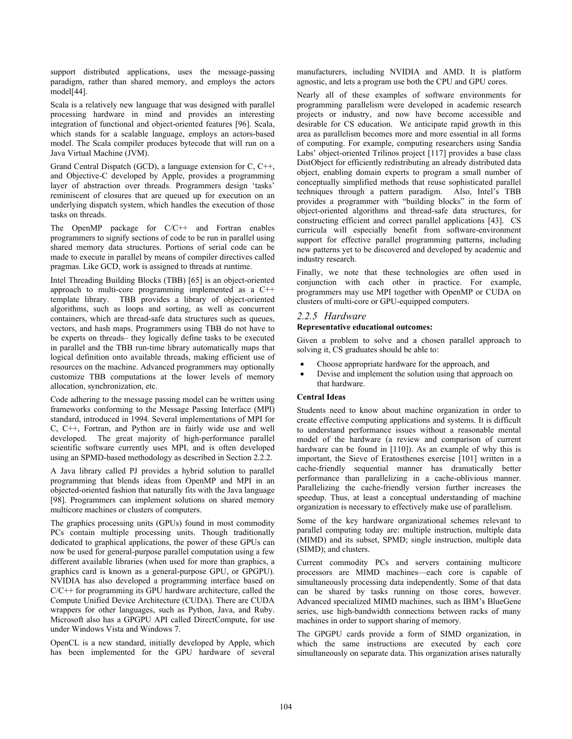support distributed applications, uses the message-passing paradigm, rather than shared memory, and employs the actors model[44].

Scala is a relatively new language that was designed with parallel processing hardware in mind and provides an interesting integration of functional and object-oriented features [96]. Scala, which stands for a scalable language, employs an actors-based model. The Scala compiler produces bytecode that will run on a Java Virtual Machine (JVM).

Grand Central Dispatch (GCD), a language extension for C, C++, and Objective-C developed by Apple, provides a programming layer of abstraction over threads. Programmers design 'tasks' reminiscent of closures that are queued up for execution on an underlying dispatch system, which handles the execution of those tasks on threads.

The OpenMP package for C/C++ and Fortran enables programmers to signify sections of code to be run in parallel using shared memory data structures. Portions of serial code can be made to execute in parallel by means of compiler directives called pragmas. Like GCD, work is assigned to threads at runtime.

Intel Threading Building Blocks (TBB) [65] is an object-oriented approach to multi-core programming implemented as a C++ template library. TBB provides a library of object-oriented algorithms, such as loops and sorting, as well as concurrent containers, which are thread-safe data structures such as queues, vectors, and hash maps. Programmers using TBB do not have to be experts on threads– they logically define tasks to be executed in parallel and the TBB run-time library automatically maps that logical definition onto available threads, making efficient use of resources on the machine. Advanced programmers may optionally customize TBB computations at the lower levels of memory allocation, synchronization, etc.

Code adhering to the message passing model can be written using frameworks conforming to the Message Passing Interface (MPI) standard, introduced in 1994. Several implementations of MPI for C, C++, Fortran, and Python are in fairly wide use and well developed. The great majority of high-performance parallel scientific software currently uses MPI, and is often developed using an SPMD-based methodology as described in Section 2.2.2.

A Java library called PJ provides a hybrid solution to parallel programming that blends ideas from OpenMP and MPI in an objected-oriented fashion that naturally fits with the Java language [98]. Programmers can implement solutions on shared memory multicore machines or clusters of computers.

The graphics processing units (GPUs) found in most commodity PCs contain multiple processing units. Though traditionally dedicated to graphical applications, the power of these GPUs can now be used for general-purpose parallel computation using a few different available libraries (when used for more than graphics, a graphics card is known as a general-purpose GPU, or GPGPU). NVIDIA has also developed a programming interface based on C/C++ for programming its GPU hardware architecture, called the Compute Unified Device Architecture (CUDA). There are CUDA wrappers for other languages, such as Python, Java, and Ruby. Microsoft also has a GPGPU API called DirectCompute, for use under Windows Vista and Windows 7.

OpenCL is a new standard, initially developed by Apple, which has been implemented for the GPU hardware of several manufacturers, including NVIDIA and AMD. It is platform agnostic, and lets a program use both the CPU and GPU cores.

Nearly all of these examples of software environments for programming parallelism were developed in academic research projects or industry, and now have become accessible and desirable for CS education. We anticipate rapid growth in this area as parallelism becomes more and more essential in all forms of computing. For example, computing researchers using Sandia Labs' object-oriented Trilinos project [117] provides a base class DistObject for efficiently redistributing an already distributed data object, enabling domain experts to program a small number of conceptually simplified methods that reuse sophisticated parallel techniques through a pattern paradigm. Also, Intel's TBB provides a programmer with "building blocks" in the form of object-oriented algorithms and thread-safe data structures, for constructing efficient and correct parallel applications [43]. CS curricula will especially benefit from software-environment support for effective parallel programming patterns, including new patterns yet to be discovered and developed by academic and industry research.

Finally, we note that these technologies are often used in conjunction with each other in practice. For example, programmers may use MPI together with OpenMP or CUDA on clusters of multi-core or GPU-equipped computers.

### *2.2.5 Hardware*

**Representative educational outcomes:**

Given a problem to solve and a chosen parallel approach to solving it, CS graduates should be able to:

- Choose appropriate hardware for the approach, and
- Devise and implement the solution using that approach on that hardware.

**Central Ideas**

Students need to know about machine organization in order to create effective computing applications and systems. It is difficult to understand performance issues without a reasonable mental model of the hardware (a review and comparison of current hardware can be found in [110]). As an example of why this is important, the Sieve of Eratosthenes exercise [101] written in a cache-friendly sequential manner has dramatically better performance than parallelizing in a cache-oblivious manner. Parallelizing the cache-friendly version further increases the speedup. Thus, at least a conceptual understanding of machine organization is necessary to effectively make use of parallelism.

Some of the key hardware organizational schemes relevant to parallel computing today are: multiple instruction, multiple data (MIMD) and its subset, SPMD; single instruction, multiple data (SIMD); and clusters.

Current commodity PCs and servers containing multicore processors are MIMD machines—each core is capable of simultaneously processing data independently. Some of that data can be shared by tasks running on those cores, however. Advanced specialized MIMD machines, such as IBM's BlueGene series, use high-bandwidth connections between racks of many machines in order to support sharing of memory.

The GPGPU cards provide a form of SIMD organization, in which the same instructions are executed by each core simultaneously on separate data. This organization arises naturally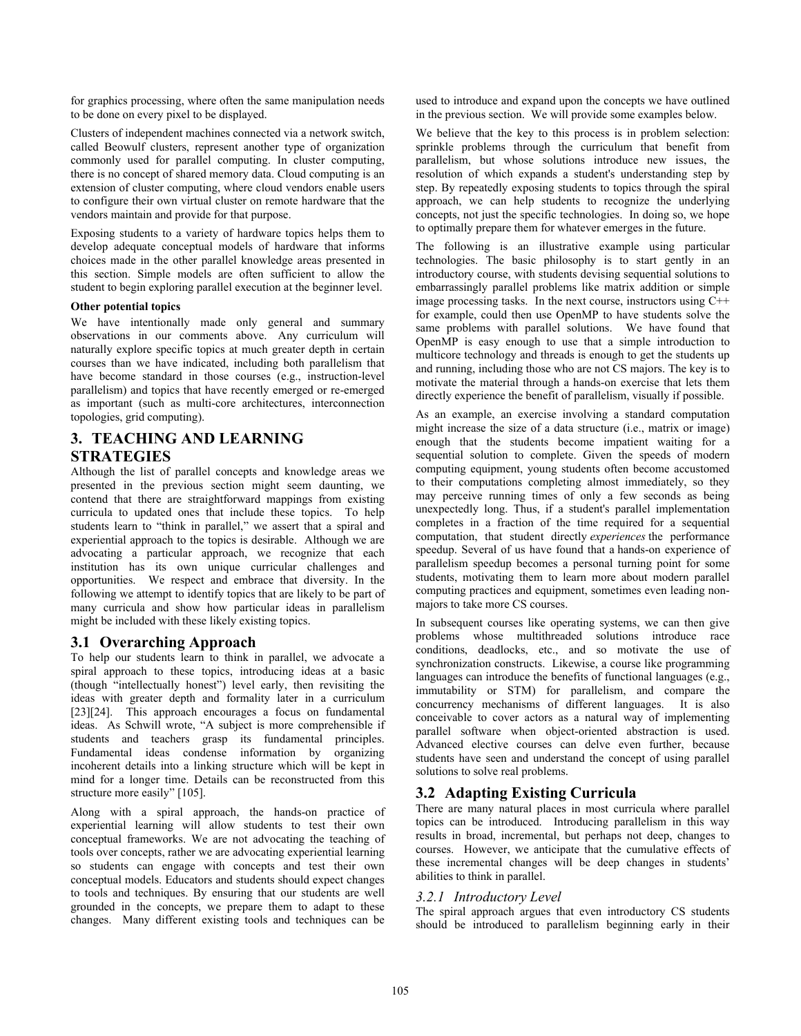for graphics processing, where often the same manipulation needs to be done on every pixel to be displayed.

Clusters of independent machines connected via a network switch, called Beowulf clusters, represent another type of organization commonly used for parallel computing. In cluster computing, there is no concept of shared memory data. Cloud computing is an extension of cluster computing, where cloud vendors enable users to configure their own virtual cluster on remote hardware that the vendors maintain and provide for that purpose.

Exposing students to a variety of hardware topics helps them to develop adequate conceptual models of hardware that informs choices made in the other parallel knowledge areas presented in this section. Simple models are often sufficient to allow the student to begin exploring parallel execution at the beginner level.

**Other potential topics**

We have intentionally made only general and summary observations in our comments above. Any curriculum will naturally explore specific topics at much greater depth in certain courses than we have indicated, including both parallelism that have become standard in those courses (e.g., instruction-level parallelism) and topics that have recently emerged or re-emerged as important (such as multi-core architectures, interconnection topologies, grid computing).

## 3. TEACHING AND LEARNING STRATEGIES

Although the list of parallel concepts and knowledge areas we presented in the previous section might seem daunting, we contend that there are straightforward mappings from existing curricula to updated ones that include these topics. To help students learn to "think in parallel," we assert that a spiral and experiential approach to the topics is desirable. Although we are advocating a particular approach, we recognize that each institution has its own unique curricular challenges and opportunities. We respect and embrace that diversity. In the following we attempt to identify topics that are likely to be part of many curricula and show how particular ideas in parallelism might be included with these likely existing topics.

### 3.1 Overarching Approach

To help our students learn to think in parallel, we advocate a spiral approach to these topics, introducing ideas at a basic (though "intellectually honest") level early, then revisiting the ideas with greater depth and formality later in a curriculum [23][24]. This approach encourages a focus on fundamental ideas. As Schwill wrote, "A subject is more comprehensible if students and teachers grasp its fundamental principles. Fundamental ideas condense information by organizing incoherent details into a linking structure which will be kept in mind for a longer time. Details can be reconstructed from this structure more easily" [105].

Along with a spiral approach, the hands-on practice of experiential learning will allow students to test their own conceptual frameworks. We are not advocating the teaching of tools over concepts, rather we are advocating experiential learning so students can engage with concepts and test their own conceptual models. Educators and students should expect changes to tools and techniques. By ensuring that our students are well grounded in the concepts, we prepare them to adapt to these changes. Many different existing tools and techniques can be used to introduce and expand upon the concepts we have outlined in the previous section. We will provide some examples below.

We believe that the key to this process is in problem selection: sprinkle problems through the curriculum that benefit from parallelism, but whose solutions introduce new issues, the resolution of which expands a student's understanding step by step. By repeatedly exposing students to topics through the spiral approach, we can help students to recognize the underlying concepts, not just the specific technologies. In doing so, we hope to optimally prepare them for whatever emerges in the future.

The following is an illustrative example using particular technologies. The basic philosophy is to start gently in an introductory course, with students devising sequential solutions to embarrassingly parallel problems like matrix addition or simple image processing tasks. In the next course, instructors using C++ for example, could then use OpenMP to have students solve the same problems with parallel solutions. We have found that OpenMP is easy enough to use that a simple introduction to multicore technology and threads is enough to get the students up and running, including those who are not CS majors. The key is to motivate the material through a hands-on exercise that lets them directly experience the benefit of parallelism, visually if possible.

As an example, an exercise involving a standard computation might increase the size of a data structure (i.e., matrix or image) enough that the students become impatient waiting for a sequential solution to complete. Given the speeds of modern computing equipment, young students often become accustomed to their computations completing almost immediately, so they may perceive running times of only a few seconds as being unexpectedly long. Thus, if a student's parallel implementation completes in a fraction of the time required for a sequential computation, that student directly *experiences* the performance speedup. Several of us have found that a hands-on experience of parallelism speedup becomes a personal turning point for some students, motivating them to learn more about modern parallel computing practices and equipment, sometimes even leading non-majors to take more CS courses.

In subsequent courses like operating systems, we can then give problems whose multithreaded solutions introduce race conditions, deadlocks, etc., and so motivate the use of synchronization constructs. Likewise, a course like programming languages can introduce the benefits of functional languages (e.g., immutability or STM) for parallelism, and compare the concurrency mechanisms of different languages. It is also conceivable to cover actors as a natural way of implementing parallel software when object-oriented abstraction is used. Advanced elective courses can delve even further, because students have seen and understand the concept of using parallel solutions to solve real problems.

### 3.2 Adapting Existing Curricula

There are many natural places in most curricula where parallel topics can be introduced. Introducing parallelism in this way results in broad, incremental, but perhaps not deep, changes to courses. However, we anticipate that the cumulative effects of these incremental changes will be deep changes in students' abilities to think in parallel.

#### *3.2.1 Introductory Level*

The spiral approach argues that even introductory CS students should be introduced to parallelism beginning early in their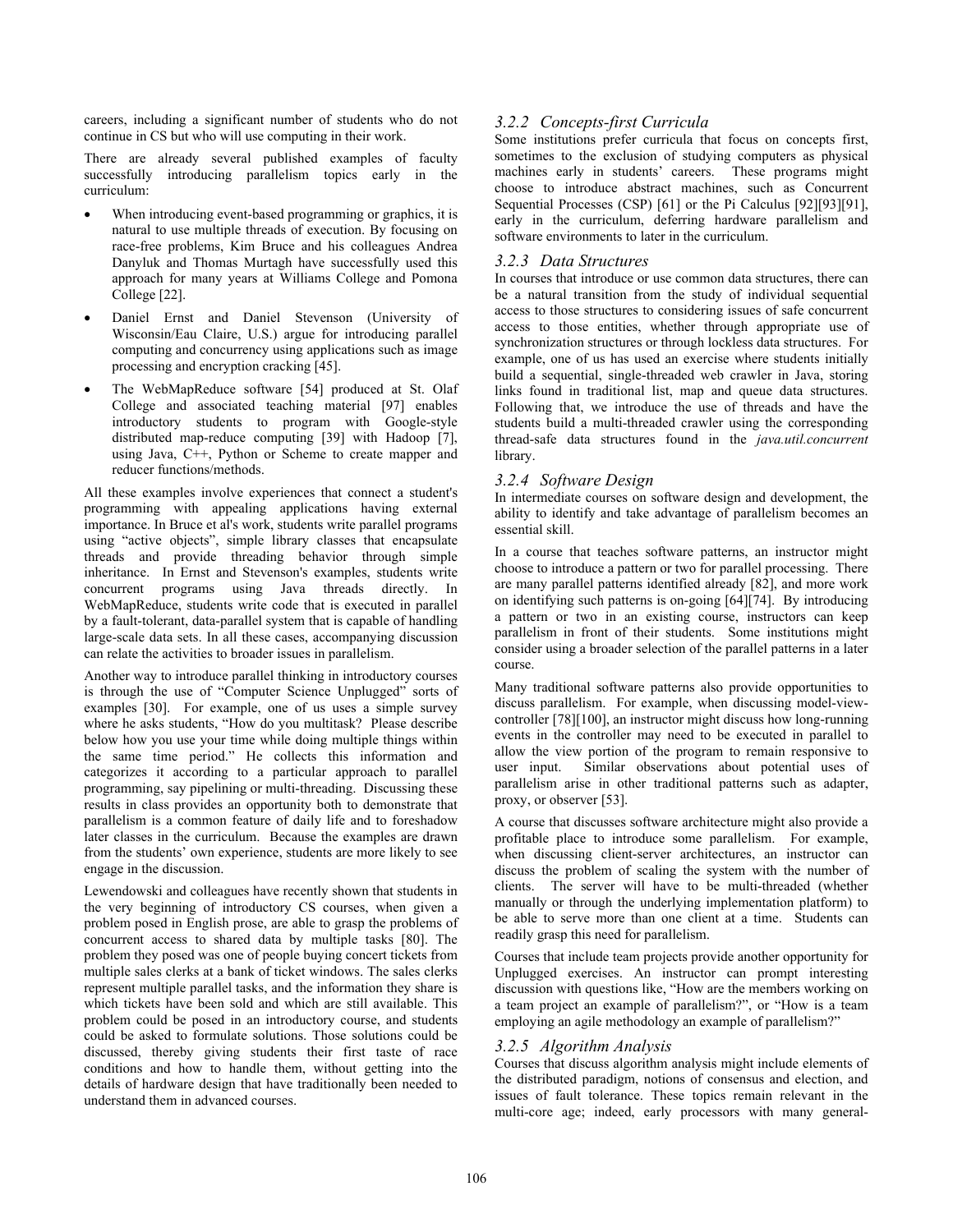careers, including a significant number of students who do not continue in CS but who will use computing in their work.

There are already several published examples of faculty successfully introducing parallelism topics early in the curriculum:

- When introducing event-based programming or graphics, it is natural to use multiple threads of execution. By focusing on race-free problems, Kim Bruce and his colleagues Andrea Danyluk and Thomas Murtagh have successfully used this approach for many years at Williams College and Pomona College [22].
- Daniel Ernst and Daniel Stevenson (University of Wisconsin/Eau Claire, U.S.) argue for introducing parallel computing and concurrency using applications such as image processing and encryption cracking [45].
- The WebMapReduce software [54] produced at St. Olaf College and associated teaching material [97] enables introductory students to program with Google-style distributed map-reduce computing [39] with Hadoop [7], using Java, C++, Python or Scheme to create mapper and reducer functions/methods.

All these examples involve experiences that connect a student's programming with appealing applications having external importance. In Bruce et al's work, students write parallel programs using "active objects", simple library classes that encapsulate threads and provide threading behavior through simple inheritance. In Ernst and Stevenson's examples, students write concurrent programs using Java threads directly. In WebMapReduce, students write code that is executed in parallel by a fault-tolerant, data-parallel system that is capable of handling large-scale data sets. In all these cases, accompanying discussion can relate the activities to broader issues in parallelism.

Another way to introduce parallel thinking in introductory courses is through the use of "Computer Science Unplugged" sorts of examples [30]. For example, one of us uses a simple survey where he asks students, "How do you multitask? Please describe below how you use your time while doing multiple things within the same time period." He collects this information and categorizes it according to a particular approach to parallel programming, say pipelining or multi-threading. Discussing these results in class provides an opportunity both to demonstrate that parallelism is a common feature of daily life and to foreshadow later classes in the curriculum. Because the examples are drawn from the students' own experience, students are more likely to see engage in the discussion.

Lewendowski and colleagues have recently shown that students in the very beginning of introductory CS courses, when given a problem posed in English prose, are able to grasp the problems of concurrent access to shared data by multiple tasks [80]. The problem they posed was one of people buying concert tickets from multiple sales clerks at a bank of ticket windows. The sales clerks represent multiple parallel tasks, and the information they share is which tickets have been sold and which are still available. This problem could be posed in an introductory course, and students could be asked to formulate solutions. Those solutions could be discussed, thereby giving students their first taste of race conditions and how to handle them, without getting into the details of hardware design that have traditionally been needed to understand them in advanced courses.

### 3.2.2 Concepts-first Curricula

Some institutions prefer curricula that focus on concepts first, sometimes to the exclusion of studying computers as physical machines early in students' careers. These programs might choose to introduce abstract machines, such as Concurrent Sequential Processes (CSP) [61] or the Pi Calculus [92][93][91], early in the curriculum, deferring hardware parallelism and software environments to later in the curriculum.

### 3.2.3 Data Structures

In courses that introduce or use common data structures, there can be a natural transition from the study of individual sequential access to those structures to considering issues of safe concurrent access to those entities, whether through appropriate use of synchronization structures or through lockless data structures. For example, one of us has used an exercise where students initially build a sequential, single-threaded web crawler in Java, storing links found in traditional list, map and queue data structures. Following that, we introduce the use of threads and have the students build a multi-threaded crawler using the corresponding thread-safe data structures found in the *java.util.concurrent* library.

### 3.2.4 Software Design

In intermediate courses on software design and development, the ability to identify and take advantage of parallelism becomes an essential skill.

In a course that teaches software patterns, an instructor might choose to introduce a pattern or two for parallel processing. There are many parallel patterns identified already [82], and more work on identifying such patterns is on-going [64][74]. By introducing a pattern or two in an existing course, instructors can keep parallelism in front of their students. Some institutions might consider using a broader selection of the parallel patterns in a later course.

Many traditional software patterns also provide opportunities to discuss parallelism. For example, when discussing model-view-controller [78][100], an instructor might discuss how long-running events in the controller may need to be executed in parallel to allow the view portion of the program to remain responsive to user input. Similar observations about potential uses of parallelism arise in other traditional patterns such as adapter, proxy, or observer [53].

A course that discusses software architecture might also provide a profitable place to introduce some parallelism. For example, when discussing client-server architectures, an instructor can discuss the problem of scaling the system with the number of clients. The server will have to be multi-threaded (whether manually or through the underlying implementation platform) to be able to serve more than one client at a time. Students can readily grasp this need for parallelism.

Courses that include team projects provide another opportunity for Unplugged exercises. An instructor can prompt interesting discussion with questions like, "How are the members working on a team project an example of parallelism?", or "How is a team employing an agile methodology an example of parallelism?"

### 3.2.5 Algorithm Analysis

Courses that discuss algorithm analysis might include elements of the distributed paradigm, notions of consensus and election, and issues of fault tolerance. These topics remain relevant in the multi-core age; indeed, early processors with many general-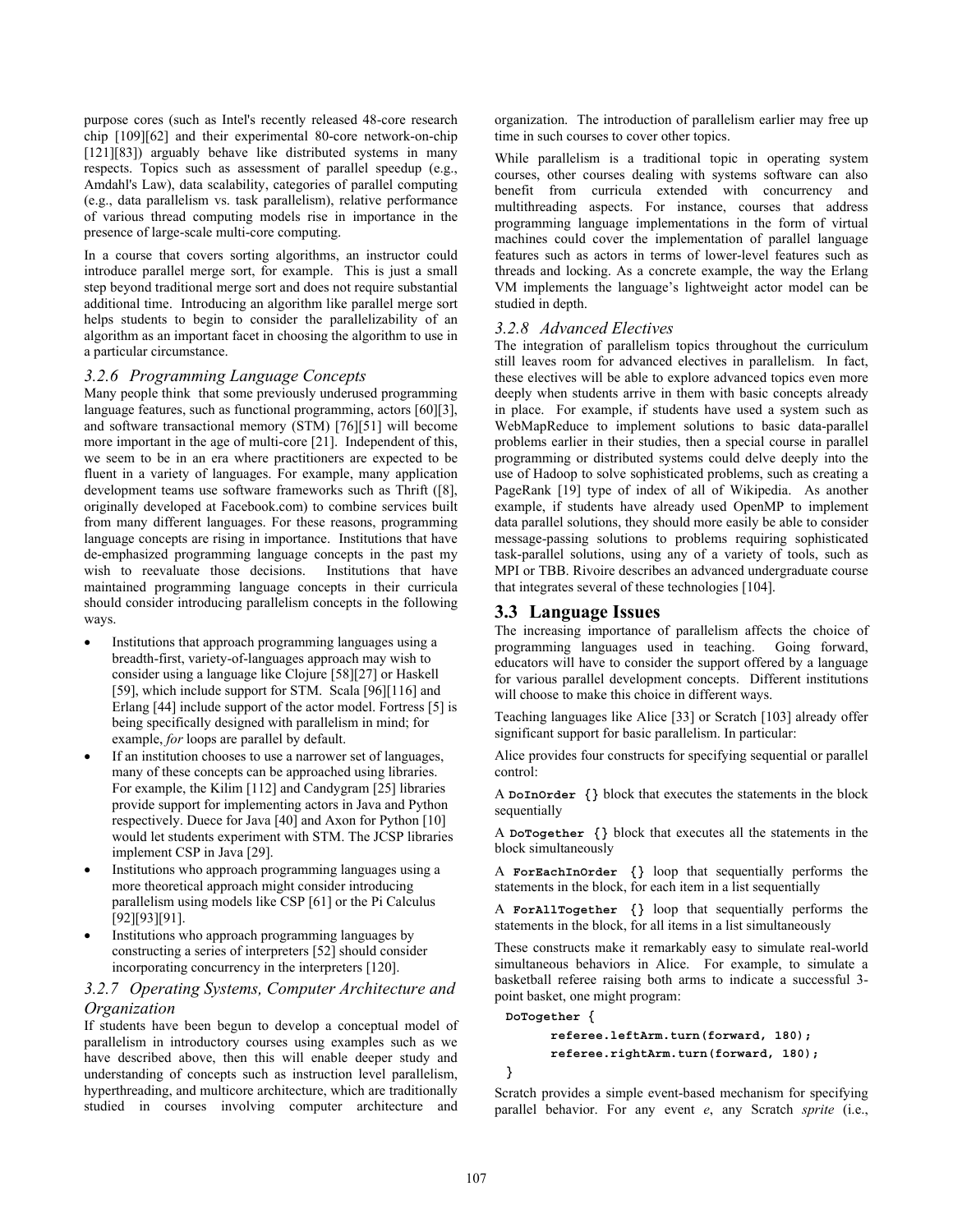purpose cores (such as Intel's recently released 48-core research chip [109][62] and their experimental 80-core network-on-chip [121][83]) arguably behave like distributed systems in many respects. Topics such as assessment of parallel speedup (e.g., Amdahl's Law), data scalability, categories of parallel computing (e.g., data parallelism vs. task parallelism), relative performance of various thread computing models rise in importance in the presence of large-scale multi-core computing.

In a course that covers sorting algorithms, an instructor could introduce parallel merge sort, for example. This is just a small step beyond traditional merge sort and does not require substantial additional time. Introducing an algorithm like parallel merge sort helps students to begin to consider the parallelizability of an algorithm as an important facet in choosing the algorithm to use in a particular circumstance.

### 3.2.6 Programming Language Concepts

Many people think that some previously underused programming language features, such as functional programming, actors [60][3], and software transactional memory (STM) [76][51] will become more important in the age of multi-core [21]. Independent of this, we seem to be in an era where practitioners are expected to be fluent in a variety of languages. For example, many application development teams use software frameworks such as Thrift ([8], originally developed at Facebook.com) to combine services built from many different languages. For these reasons, programming language concepts are rising in importance. Institutions that have de-emphasized programming language concepts in the past my wish to reevaluate those decisions. Institutions that have maintained programming language concepts in their curricula should consider introducing parallelism concepts in the following ways.

- Institutions that approach programming languages using a breadth-first, variety-of-languages approach may wish to consider using a language like Clojure [58][27] or Haskell [59], which include support for STM. Scala [96][116] and Erlang [44] include support of the actor model. Fortress [5] is being specifically designed with parallelism in mind; for example, *for* loops are parallel by default.
- If an institution chooses to use a narrower set of languages, many of these concepts can be approached using libraries. For example, the Kilim [112] and Candygram [25] libraries provide support for implementing actors in Java and Python respectively. Duece for Java [40] and Axon for Python [10] would let students experiment with STM. The JCSP libraries implement CSP in Java [29].
- Institutions who approach programming languages using a more theoretical approach might consider introducing parallelism using models like CSP [61] or the Pi Calculus [92][93][91].
- Institutions who approach programming languages by constructing a series of interpreters [52] should consider incorporating concurrency in the interpreters [120].

### 3.2.7 Operating Systems, Computer Architecture and Organization

If students have been begun to develop a conceptual model of parallelism in introductory courses using examples such as we have described above, then this will enable deeper study and understanding of concepts such as instruction level parallelism, hyperthreading, and multicore architecture, which are traditionally studied in courses involving computer architecture and organization. The introduction of parallelism earlier may free up time in such courses to cover other topics.

While parallelism is a traditional topic in operating system courses, other courses dealing with systems software can also benefit from curricula extended with concurrency and multithreading aspects. For instance, courses that address programming language implementations in the form of virtual machines could cover the implementation of parallel language features such as actors in terms of lower-level features such as threads and locking. As a concrete example, the way the Erlang VM implements the language's lightweight actor model can be studied in depth.

### 3.2.8 Advanced Electives

The integration of parallelism topics throughout the curriculum still leaves room for advanced electives in parallelism. In fact, these electives will be able to explore advanced topics even more deeply when students arrive in them with basic concepts already in place. For example, if students have used a system such as WebMapReduce to implement solutions to basic data-parallel problems earlier in their studies, then a special course in parallel programming or distributed systems could delve deeply into the use of Hadoop to solve sophisticated problems, such as creating a PageRank [19] type of index of all of Wikipedia. As another example, if students have already used OpenMP to implement data parallel solutions, they should more easily be able to consider message-passing solutions to problems requiring sophisticated task-parallel solutions, using any of a variety of tools, such as MPI or TBB. Rivoire describes an advanced undergraduate course that integrates several of these technologies [104].

## 3.3 Language Issues

The increasing importance of parallelism affects the choice of programming languages used in teaching. Going forward, educators will have to consider the support offered by a language for various parallel development concepts. Different institutions will choose to make this choice in different ways.

Teaching languages like Alice [33] or Scratch [103] already offer significant support for basic parallelism. In particular:

Alice provides four constructs for specifying sequential or parallel control:

A **`DoInOrder {}`** block that executes the statements in the block sequentially

A **`DoTogether {}`** block that executes all the statements in the block simultaneously

A **`ForEachInOrder {}`** loop that sequentially performs the statements in the block, for each item in a list sequentially

A **`ForAllTogether {}`** loop that sequentially performs the statements in the block, for all items in a list simultaneously

These constructs make it remarkably easy to simulate real-world simultaneous behaviors in Alice. For example, to simulate a basketball referee raising both arms to indicate a successful 3-point basket, one might program:

```
DoTogether {
      referee.leftArm.turn(forward, 180);
      referee.rightArm.turn(forward, 180);
}
```

Scratch provides a simple event-based mechanism for specifying parallel behavior. For any event *e*, any Scratch *sprite* (i.e.,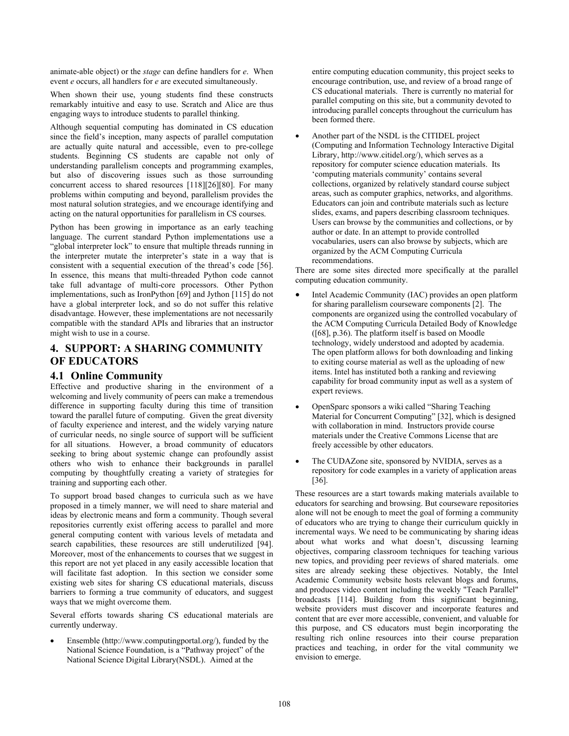animate-able object) or the *stage* can define handlers for *e*. When event *e* occurs, all handlers for *e* are executed simultaneously.

When shown their use, young students find these constructs remarkably intuitive and easy to use. Scratch and Alice are thus engaging ways to introduce students to parallel thinking.

Although sequential computing has dominated in CS education since the field's inception, many aspects of parallel computation are actually quite natural and accessible, even to pre-college students. Beginning CS students are capable not only of understanding parallelism concepts and programming examples, but also of discovering issues such as those surrounding concurrent access to shared resources [118][26][80]. For many problems within computing and beyond, parallelism provides the most natural solution strategies, and we encourage identifying and acting on the natural opportunities for parallelism in CS courses.

Python has been growing in importance as an early teaching language. The current standard Python implementations use a "global interpreter lock" to ensure that multiple threads running in the interpreter mutate the interpreter's state in a way that is consistent with a sequential execution of the thread's code [56]. In essence, this means that multi-threaded Python code cannot take full advantage of multi-core processors. Other Python implementations, such as IronPython [69] and Jython [115] do not have a global interpreter lock, and so do not suffer this relative disadvantage. However, these implementations are not necessarily compatible with the standard APIs and libraries that an instructor might wish to use in a course.

## 4. SUPPORT: A SHARING COMMUNITY OF EDUCATORS

### 4.1 Online Community

Effective and productive sharing in the environment of a welcoming and lively community of peers can make a tremendous difference in supporting faculty during this time of transition toward the parallel future of computing. Given the great diversity of faculty experience and interest, and the widely varying nature of curricular needs, no single source of support will be sufficient for all situations. However, a broad community of educators seeking to bring about systemic change can profoundly assist others who wish to enhance their backgrounds in parallel computing by thoughtfully creating a variety of strategies for training and supporting each other.

To support broad based changes to curricula such as we have proposed in a timely manner, we will need to share material and ideas by electronic means and form a community. Though several repositories currently exist offering access to parallel and more general computing content with various levels of metadata and search capabilities, these resources are still underutilized [94]. Moreover, most of the enhancements to courses that we suggest in this report are not yet placed in any easily accessible location that will facilitate fast adoption. In this section we consider some existing web sites for sharing CS educational materials, discuss barriers to forming a true community of educators, and suggest ways that we might overcome them.

Several efforts towards sharing CS educational materials are currently underway.

- Ensemble (http://www.computingportal.org/), funded by the National Science Foundation, is a "Pathway project" of the National Science Digital Library(NSDL). Aimed at the entire computing education community, this project seeks to encourage contribution, use, and review of a broad range of CS educational materials. There is currently no material for parallel computing on this site, but a community devoted to introducing parallel concepts throughout the curriculum has been formed there.
- Another part of the NSDL is the CITIDEL project (Computing and Information Technology Interactive Digital Library, http://www.citidel.org/), which serves as a repository for computer science education materials. Its 'computing materials community' contains several collections, organized by relatively standard course subject areas, such as computer graphics, networks, and algorithms. Educators can join and contribute materials such as lecture slides, exams, and papers describing classroom techniques. Users can browse by the communities and collections, or by author or date. In an attempt to provide controlled vocabularies, users can also browse by subjects, which are organized by the ACM Computing Curricula recommendations.

There are some sites directed more specifically at the parallel computing education community.

- Intel Academic Community (IAC) provides an open platform for sharing parallelism courseware components [2]. The components are organized using the controlled vocabulary of the ACM Computing Curricula Detailed Body of Knowledge ([68], p.36). The platform itself is based on Moodle technology, widely understood and adopted by academia. The open platform allows for both downloading and linking to exiting course material as well as the uploading of new items. Intel has instituted both a ranking and reviewing capability for broad community input as well as a system of expert reviews.
- OpenSparc sponsors a wiki called "Sharing Teaching Material for Concurrent Computing" [32], which is designed with collaboration in mind. Instructors provide course materials under the Creative Commons License that are freely accessible by other educators.
- The CUDAZone site, sponsored by NVIDIA, serves as a repository for code examples in a variety of application areas [36].

These resources are a start towards making materials available to educators for searching and browsing. But courseware repositories alone will not be enough to meet the goal of forming a community of educators who are trying to change their curriculum quickly in incremental ways. We need to be communicating by sharing ideas about what works and what doesn't, discussing learning objectives, comparing classroom techniques for teaching various new topics, and providing peer reviews of shared materials. ome sites are already seeking these objectives. Notably, the Intel Academic Community website hosts relevant blogs and forums, and produces video content including the weekly "Teach Parallel" broadcasts [114]. Building from this significant beginning, website providers must discover and incorporate features and content that are ever more accessible, convenient, and valuable for this purpose, and CS educators must begin incorporating the resulting rich online resources into their course preparation practices and teaching, in order for the vital community we envision to emerge.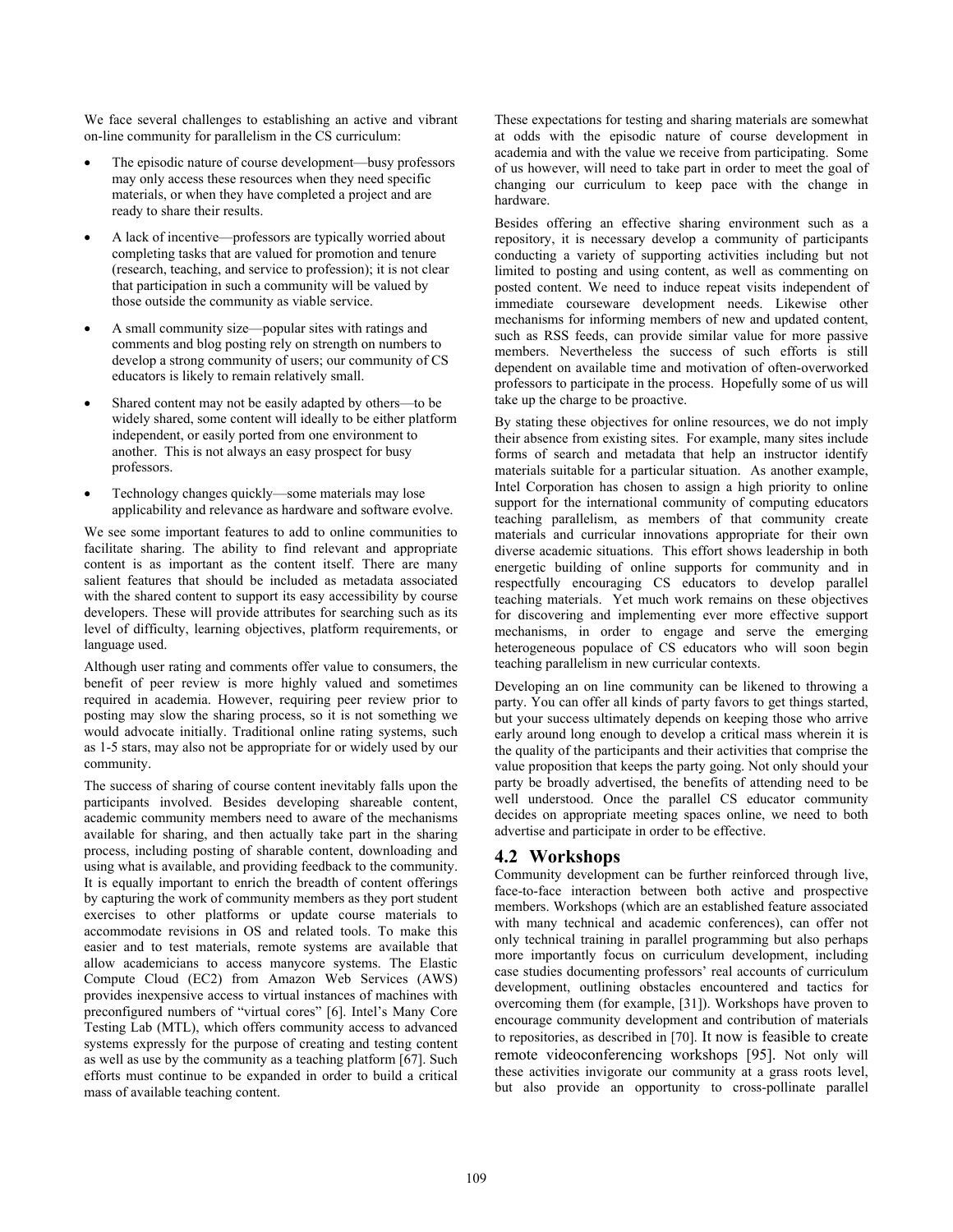We face several challenges to establishing an active and vibrant on-line community for parallelism in the CS curriculum:

- The episodic nature of course development—busy professors may only access these resources when they need specific materials, or when they have completed a project and are ready to share their results.
- A lack of incentive—professors are typically worried about completing tasks that are valued for promotion and tenure (research, teaching, and service to profession); it is not clear that participation in such a community will be valued by those outside the community as viable service.
- A small community size—popular sites with ratings and comments and blog posting rely on strength on numbers to develop a strong community of users; our community of CS educators is likely to remain relatively small.
- Shared content may not be easily adapted by others—to be widely shared, some content will ideally to be either platform independent, or easily ported from one environment to another. This is not always an easy prospect for busy professors.
- Technology changes quickly—some materials may lose applicability and relevance as hardware and software evolve.

We see some important features to add to online communities to facilitate sharing. The ability to find relevant and appropriate content is as important as the content itself. There are many salient features that should be included as metadata associated with the shared content to support its easy accessibility by course developers. These will provide attributes for searching such as its level of difficulty, learning objectives, platform requirements, or language used.

Although user rating and comments offer value to consumers, the benefit of peer review is more highly valued and sometimes required in academia. However, requiring peer review prior to posting may slow the sharing process, so it is not something we would advocate initially. Traditional online rating systems, such as 1-5 stars, may also not be appropriate for or widely used by our community.

The success of sharing of course content inevitably falls upon the participants involved. Besides developing shareable content, academic community members need to aware of the mechanisms available for sharing, and then actually take part in the sharing process, including posting of sharable content, downloading and using what is available, and providing feedback to the community. It is equally important to enrich the breadth of content offerings by capturing the work of community members as they port student exercises to other platforms or update course materials to accommodate revisions in OS and related tools. To make this easier and to test materials, remote systems are available that allow academicians to access manycore systems. The Elastic Compute Cloud (EC2) from Amazon Web Services (AWS) provides inexpensive access to virtual instances of machines with preconfigured numbers of "virtual cores" [6]. Intel's Many Core Testing Lab (MTL), which offers community access to advanced systems expressly for the purpose of creating and testing content as well as use by the community as a teaching platform [67]. Such efforts must continue to be expanded in order to build a critical mass of available teaching content.

These expectations for testing and sharing materials are somewhat at odds with the episodic nature of course development in academia and with the value we receive from participating. Some of us however, will need to take part in order to meet the goal of changing our curriculum to keep pace with the change in hardware.

Besides offering an effective sharing environment such as a repository, it is necessary develop a community of participants conducting a variety of supporting activities including but not limited to posting and using content, as well as commenting on posted content. We need to induce repeat visits independent of immediate courseware development needs. Likewise other mechanisms for informing members of new and updated content, such as RSS feeds, can provide similar value for more passive members. Nevertheless the success of such efforts is still dependent on available time and motivation of often-overworked professors to participate in the process. Hopefully some of us will take up the charge to be proactive.

By stating these objectives for online resources, we do not imply their absence from existing sites. For example, many sites include forms of search and metadata that help an instructor identify materials suitable for a particular situation. As another example, Intel Corporation has chosen to assign a high priority to online support for the international community of computing educators teaching parallelism, as members of that community create materials and curricular innovations appropriate for their own diverse academic situations. This effort shows leadership in both energetic building of online supports for community and in respectfully encouraging CS educators to develop parallel teaching materials. Yet much work remains on these objectives for discovering and implementing ever more effective support mechanisms, in order to engage and serve the emerging heterogeneous populace of CS educators who will soon begin teaching parallelism in new curricular contexts.

Developing an on line community can be likened to throwing a party. You can offer all kinds of party favors to get things started, but your success ultimately depends on keeping those who arrive early around long enough to develop a critical mass wherein it is the quality of the participants and their activities that comprise the value proposition that keeps the party going. Not only should your party be broadly advertised, the benefits of attending need to be well understood. Once the parallel CS educator community decides on appropriate meeting spaces online, we need to both advertise and participate in order to be effective.

## 4.2 Workshops

Community development can be further reinforced through live, face-to-face interaction between both active and prospective members. Workshops (which are an established feature associated with many technical and academic conferences), can offer not only technical training in parallel programming but also perhaps more importantly focus on curriculum development, including case studies documenting professors' real accounts of curriculum development, outlining obstacles encountered and tactics for overcoming them (for example, [31]). Workshops have proven to encourage community development and contribution of materials to repositories, as described in [70]. It now is feasible to create remote videoconferencing workshops [95]. Not only will these activities invigorate our community at a grass roots level, but also provide an opportunity to cross-pollinate parallel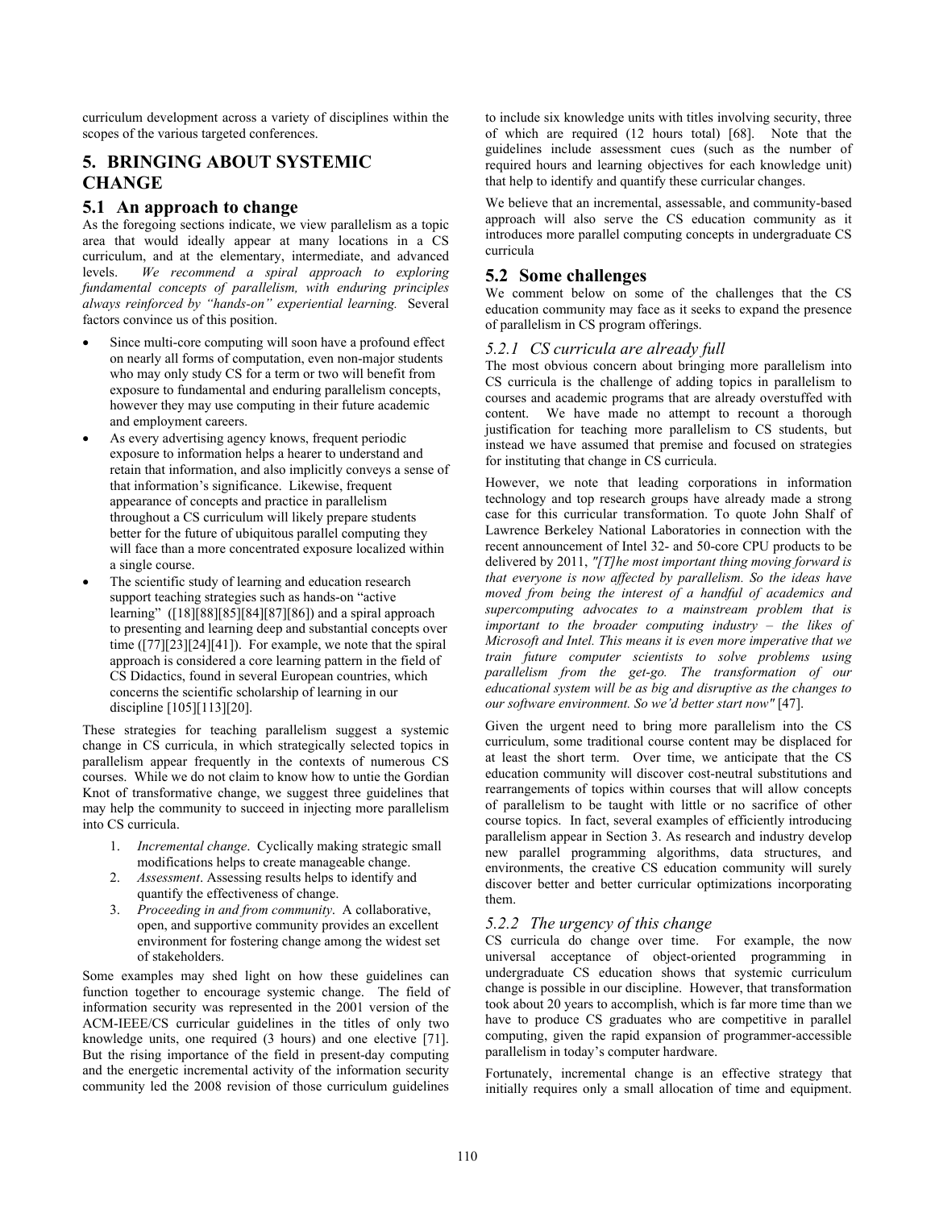curriculum development across a variety of disciplines within the scopes of the various targeted conferences.

# 5. BRINGING ABOUT SYSTEMIC CHANGE

## 5.1 An approach to change

As the foregoing sections indicate, we view parallelism as a topic area that would ideally appear at many locations in a CS curriculum, and at the elementary, intermediate, and advanced levels. *We recommend a spiral approach to exploring fundamental concepts of parallelism, with enduring principles always reinforced by "hands-on" experiential learning.* Several factors convince us of this position.

- Since multi-core computing will soon have a profound effect on nearly all forms of computation, even non-major students who may only study CS for a term or two will benefit from exposure to fundamental and enduring parallelism concepts, however they may use computing in their future academic and employment careers.
- As every advertising agency knows, frequent periodic exposure to information helps a hearer to understand and retain that information, and also implicitly conveys a sense of that information's significance. Likewise, frequent appearance of concepts and practice in parallelism throughout a CS curriculum will likely prepare students better for the future of ubiquitous parallel computing they will face than a more concentrated exposure localized within a single course.
- The scientific study of learning and education research support teaching strategies such as hands-on "active learning" ([18][88][85][84][87][86]) and a spiral approach to presenting and learning deep and substantial concepts over time ([77][23][24][41]). For example, we note that the spiral approach is considered a core learning pattern in the field of CS Didactics, found in several European countries, which concerns the scientific scholarship of learning in our discipline [105][113][20].

These strategies for teaching parallelism suggest a systemic change in CS curricula, in which strategically selected topics in parallelism appear frequently in the contexts of numerous CS courses. While we do not claim to know how to untie the Gordian Knot of transformative change, we suggest three guidelines that may help the community to succeed in injecting more parallelism into CS curricula.

1. *Incremental change*. Cyclically making strategic small modifications helps to create manageable change.
2. *Assessment*. Assessing results helps to identify and quantify the effectiveness of change.
3. *Proceeding in and from community*. A collaborative, open, and supportive community provides an excellent environment for fostering change among the widest set of stakeholders.

Some examples may shed light on how these guidelines can function together to encourage systemic change. The field of information security was represented in the 2001 version of the ACM-IEEE/CS curricular guidelines in the titles of only two knowledge units, one required (3 hours) and one elective [71]. But the rising importance of the field in present-day computing and the energetic incremental activity of the information security community led the 2008 revision of those curriculum guidelines to include six knowledge units with titles involving security, three of which are required (12 hours total) [68]. Note that the guidelines include assessment cues (such as the number of required hours and learning objectives for each knowledge unit) that help to identify and quantify these curricular changes.

We believe that an incremental, assessable, and community-based approach will also serve the CS education community as it introduces more parallel computing concepts in undergraduate CS curricula

## 5.2 Some challenges

We comment below on some of the challenges that the CS education community may face as it seeks to expand the presence of parallelism in CS program offerings.

### *5.2.1 CS curricula are already full*

The most obvious concern about bringing more parallelism into CS curricula is the challenge of adding topics in parallelism to courses and academic programs that are already overstuffed with content. We have made no attempt to recount a thorough justification for teaching more parallelism to CS students, but instead we have assumed that premise and focused on strategies for instituting that change in CS curricula.

However, we note that leading corporations in information technology and top research groups have already made a strong case for this curricular transformation. To quote John Shalf of Lawrence Berkeley National Laboratories in connection with the recent announcement of Intel 32- and 50-core CPU products to be delivered by 2011, *"[T]he most important thing moving forward is that everyone is now affected by parallelism. So the ideas have moved from being the interest of a handful of academics and supercomputing advocates to a mainstream problem that is important to the broader computing industry – the likes of Microsoft and Intel. This means it is even more imperative that we train future computer scientists to solve problems using parallelism from the get-go. The transformation of our educational system will be as big and disruptive as the changes to our software environment. So we'd better start now"* [47].

Given the urgent need to bring more parallelism into the CS curriculum, some traditional course content may be displaced for at least the short term. Over time, we anticipate that the CS education community will discover cost-neutral substitutions and rearrangements of topics within courses that will allow concepts of parallelism to be taught with little or no sacrifice of other course topics. In fact, several examples of efficiently introducing parallelism appear in Section 3. As research and industry develop new parallel programming algorithms, data structures, and environments, the creative CS education community will surely discover better and better curricular optimizations incorporating them.

### *5.2.2 The urgency of this change*

CS curricula do change over time. For example, the now universal acceptance of object-oriented programming in undergraduate CS education shows that systemic curriculum change is possible in our discipline. However, that transformation took about 20 years to accomplish, which is far more time than we have to produce CS graduates who are competitive in parallel computing, given the rapid expansion of programmer-accessible parallelism in today's computer hardware.

Fortunately, incremental change is an effective strategy that initially requires only a small allocation of time and equipment.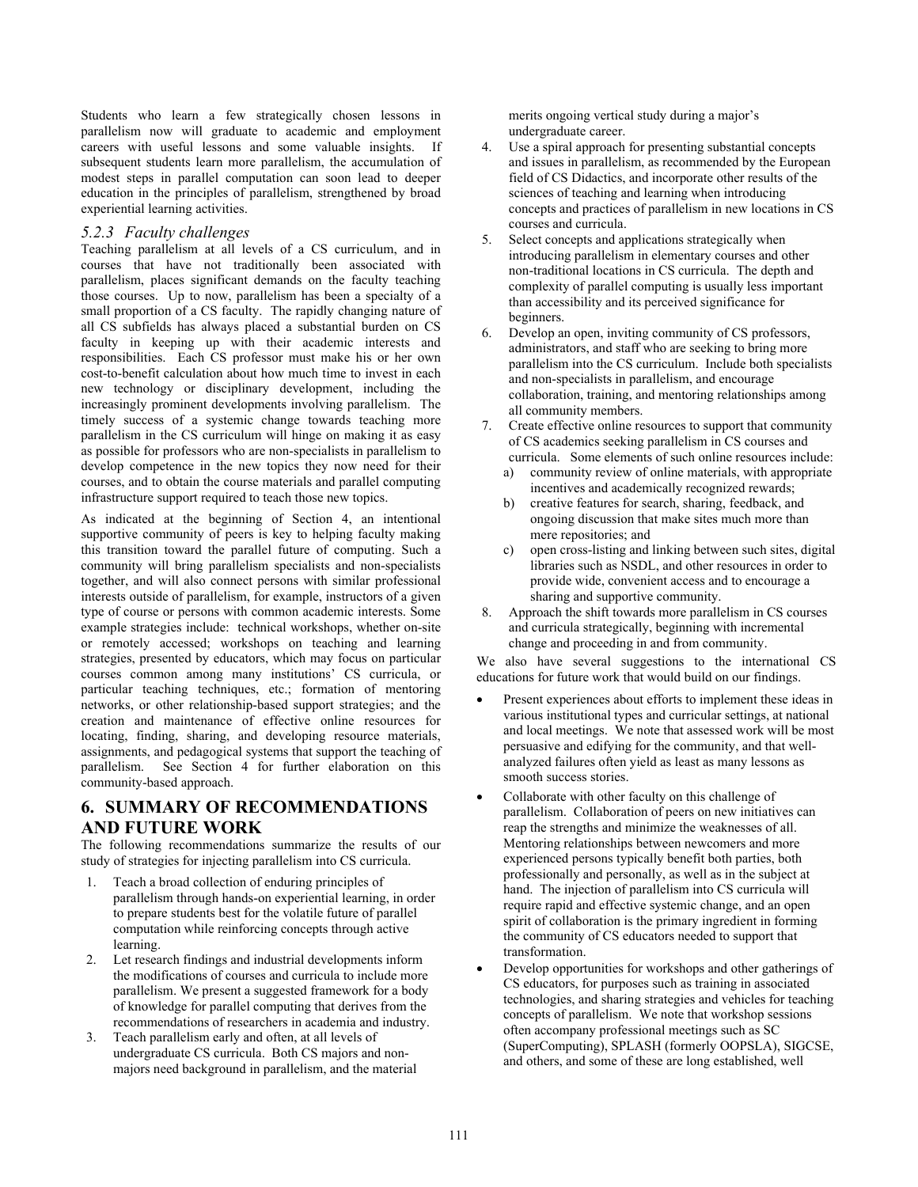Students who learn a few strategically chosen lessons in parallelism now will graduate to academic and employment careers with useful lessons and some valuable insights. If subsequent students learn more parallelism, the accumulation of modest steps in parallel computation can soon lead to deeper education in the principles of parallelism, strengthened by broad experiential learning activities.

### *5.2.3 Faculty challenges*

Teaching parallelism at all levels of a CS curriculum, and in courses that have not traditionally been associated with parallelism, places significant demands on the faculty teaching those courses. Up to now, parallelism has been a specialty of a small proportion of a CS faculty. The rapidly changing nature of all CS subfields has always placed a substantial burden on CS faculty in keeping up with their academic interests and responsibilities. Each CS professor must make his or her own cost-to-benefit calculation about how much time to invest in each new technology or disciplinary development, including the increasingly prominent developments involving parallelism. The timely success of a systemic change towards teaching more parallelism in the CS curriculum will hinge on making it as easy as possible for professors who are non-specialists in parallelism to develop competence in the new topics they now need for their courses, and to obtain the course materials and parallel computing infrastructure support required to teach those new topics.

As indicated at the beginning of Section 4, an intentional supportive community of peers is key to helping faculty making this transition toward the parallel future of computing. Such a community will bring parallelism specialists and non-specialists together, and will also connect persons with similar professional interests outside of parallelism, for example, instructors of a given type of course or persons with common academic interests. Some example strategies include: technical workshops, whether on-site or remotely accessed; workshops on teaching and learning strategies, presented by educators, which may focus on particular courses common among many institutions' CS curricula, or particular teaching techniques, etc.; formation of mentoring networks, or other relationship-based support strategies; and the creation and maintenance of effective online resources for locating, finding, sharing, and developing resource materials, assignments, and pedagogical systems that support the teaching of parallelism. See Section 4 for further elaboration on this community-based approach.

## 6. SUMMARY OF RECOMMENDATIONS AND FUTURE WORK

The following recommendations summarize the results of our study of strategies for injecting parallelism into CS curricula.

1. Teach a broad collection of enduring principles of parallelism through hands-on experiential learning, in order to prepare students best for the volatile future of parallel computation while reinforcing concepts through active learning.
2. Let research findings and industrial developments inform the modifications of courses and curricula to include more parallelism. We present a suggested framework for a body of knowledge for parallel computing that derives from the recommendations of researchers in academia and industry.
3. Teach parallelism early and often, at all levels of undergraduate CS curricula. Both CS majors and non-majors need background in parallelism, and the material merits ongoing vertical study during a major's undergraduate career.
4. Use a spiral approach for presenting substantial concepts and issues in parallelism, as recommended by the European field of CS Didactics, and incorporate other results of the sciences of teaching and learning when introducing concepts and practices of parallelism in new locations in CS courses and curricula.
5. Select concepts and applications strategically when introducing parallelism in elementary courses and other non-traditional locations in CS curricula. The depth and complexity of parallel computing is usually less important than accessibility and its perceived significance for beginners.
6. Develop an open, inviting community of CS professors, administrators, and staff who are seeking to bring more parallelism into the CS curriculum. Include both specialists and non-specialists in parallelism, and encourage collaboration, training, and mentoring relationships among all community members.
7. Create effective online resources to support that community of CS academics seeking parallelism in CS courses and curricula. Some elements of such online resources include:
   a) community review of online materials, with appropriate incentives and academically recognized rewards;
   b) creative features for search, sharing, feedback, and ongoing discussion that make sites much more than mere repositories; and
   c) open cross-listing and linking between such sites, digital libraries such as NSDL, and other resources in order to provide wide, convenient access and to encourage a sharing and supportive community.
8. Approach the shift towards more parallelism in CS courses and curricula strategically, beginning with incremental change and proceeding in and from community.

We also have several suggestions to the international CS educations for future work that would build on our findings.

- Present experiences about efforts to implement these ideas in various institutional types and curricular settings, at national and local meetings. We note that assessed work will be most persuasive and edifying for the community, and that well-analyzed failures often yield as least as many lessons as smooth success stories.
- Collaborate with other faculty on this challenge of parallelism. Collaboration of peers on new initiatives can reap the strengths and minimize the weaknesses of all. Mentoring relationships between newcomers and more experienced persons typically benefit both parties, both professionally and personally, as well as in the subject at hand. The injection of parallelism into CS curricula will require rapid and effective systemic change, and an open spirit of collaboration is the primary ingredient in forming the community of CS educators needed to support that transformation.
- Develop opportunities for workshops and other gatherings of CS educators, for purposes such as training in associated technologies, and sharing strategies and vehicles for teaching concepts of parallelism. We note that workshop sessions often accompany professional meetings such as SC (SuperComputing), SPLASH (formerly OOPSLA), SIGCSE, and others, and some of these are long established, well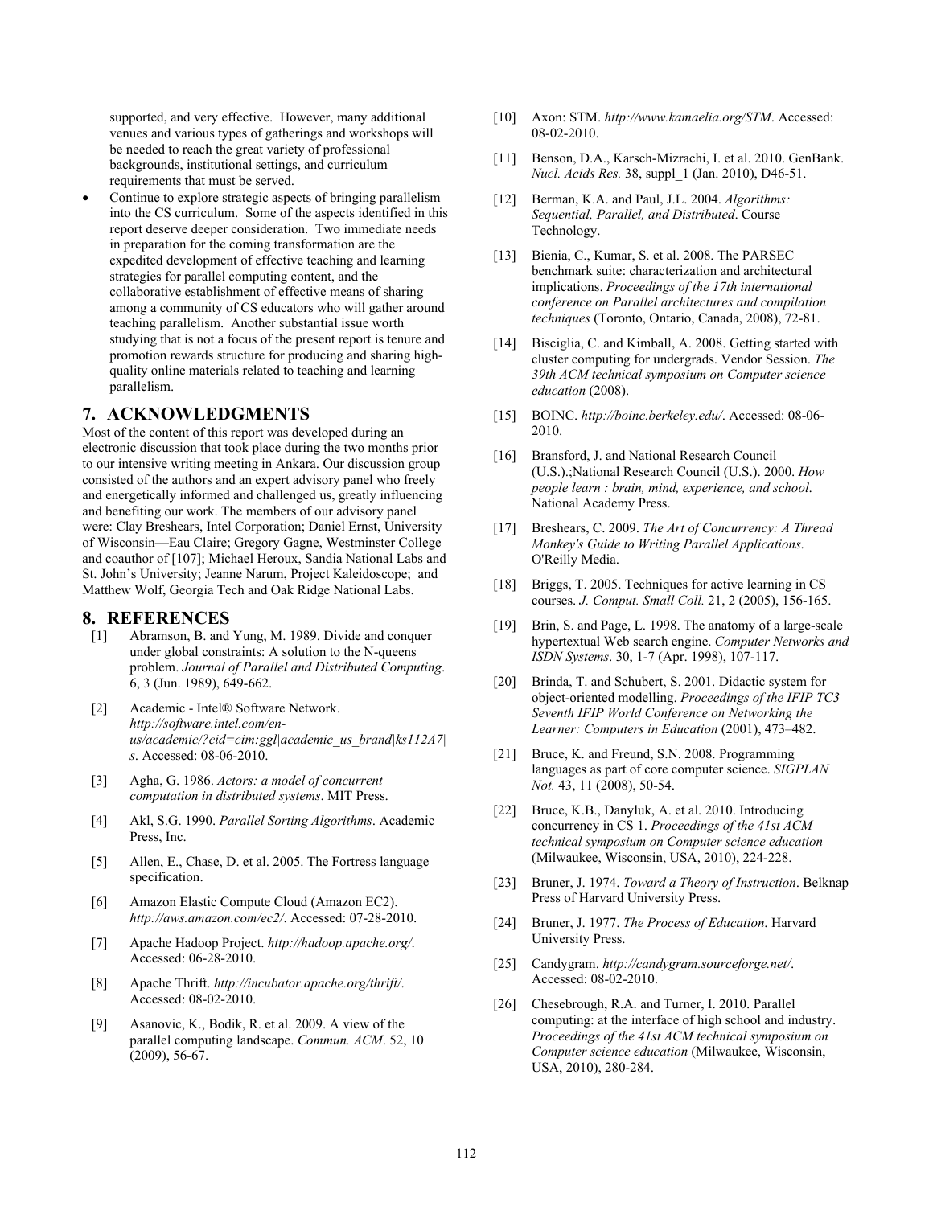supported, and very effective. However, many additional venues and various types of gatherings and workshops will be needed to reach the great variety of professional backgrounds, institutional settings, and curriculum requirements that must be served.

- Continue to explore strategic aspects of bringing parallelism into the CS curriculum. Some of the aspects identified in this report deserve deeper consideration. Two immediate needs in preparation for the coming transformation are the expedited development of effective teaching and learning strategies for parallel computing content, and the collaborative establishment of effective means of sharing among a community of CS educators who will gather around teaching parallelism. Another substantial issue worth studying that is not a focus of the present report is tenure and promotion rewards structure for producing and sharing high-quality online materials related to teaching and learning parallelism.

## 7. ACKNOWLEDGMENTS

Most of the content of this report was developed during an electronic discussion that took place during the two months prior to our intensive writing meeting in Ankara. Our discussion group consisted of the authors and an expert advisory panel who freely and energetically informed and challenged us, greatly influencing and benefiting our work. The members of our advisory panel were: Clay Breshears, Intel Corporation; Daniel Ernst, University of Wisconsin—Eau Claire; Gregory Gagne, Westminster College and coauthor of [107]; Michael Heroux, Sandia National Labs and St. John's University; Jeanne Narum, Project Kaleidoscope; and Matthew Wolf, Georgia Tech and Oak Ridge National Labs.

## 8. REFERENCES

[1] Abramson, B. and Yung, M. 1989. Divide and conquer under global constraints: A solution to the N-queens problem. *Journal of Parallel and Distributed Computing*. 6, 3 (Jun. 1989), 649-662.

[2] Academic - Intel® Software Network. *http://software.intel.com/en-us/academic/?cid=cim:ggl|academic_us_brand|ks112A7|s*. Accessed: 08-06-2010.

[3] Agha, G. 1986. *Actors: a model of concurrent computation in distributed systems*. MIT Press.

[4] Akl, S.G. 1990. *Parallel Sorting Algorithms*. Academic Press, Inc.

[5] Allen, E., Chase, D. et al. 2005. The Fortress language specification.

[6] Amazon Elastic Compute Cloud (Amazon EC2). *http://aws.amazon.com/ec2/*. Accessed: 07-28-2010.

[7] Apache Hadoop Project. *http://hadoop.apache.org/*. Accessed: 06-28-2010.

[8] Apache Thrift. *http://incubator.apache.org/thrift/*. Accessed: 08-02-2010.

[9] Asanovic, K., Bodik, R. et al. 2009. A view of the parallel computing landscape. *Commun. ACM*. 52, 10 (2009), 56-67.

[10] Axon: STM. *http://www.kamaelia.org/STM*. Accessed: 08-02-2010.

[11] Benson, D.A., Karsch-Mizrachi, I. et al. 2010. GenBank. *Nucl. Acids Res.* 38, suppl_1 (Jan. 2010), D46-51.

[12] Berman, K.A. and Paul, J.L. 2004. *Algorithms: Sequential, Parallel, and Distributed*. Course Technology.

[13] Bienia, C., Kumar, S. et al. 2008. The PARSEC benchmark suite: characterization and architectural implications. *Proceedings of the 17th international conference on Parallel architectures and compilation techniques* (Toronto, Ontario, Canada, 2008), 72-81.

[14] Bisciglia, C. and Kimball, A. 2008. Getting started with cluster computing for undergrads. Vendor Session. *The 39th ACM technical symposium on Computer science education* (2008).

[15] BOINC. *http://boinc.berkeley.edu/*. Accessed: 08-06-2010.

[16] Bransford, J. and National Research Council (U.S.).;National Research Council (U.S.). 2000. *How people learn : brain, mind, experience, and school*. National Academy Press.

[17] Breshears, C. 2009. *The Art of Concurrency: A Thread Monkey's Guide to Writing Parallel Applications*. O'Reilly Media.

[18] Briggs, T. 2005. Techniques for active learning in CS courses. *J. Comput. Small Coll.* 21, 2 (2005), 156-165.

[19] Brin, S. and Page, L. 1998. The anatomy of a large-scale hypertextual Web search engine. *Computer Networks and ISDN Systems*. 30, 1-7 (Apr. 1998), 107-117.

[20] Brinda, T. and Schubert, S. 2001. Didactic system for object-oriented modelling. *Proceedings of the IFIP TC3 Seventh IFIP World Conference on Networking the Learner: Computers in Education* (2001), 473–482.

[21] Bruce, K. and Freund, S.N. 2008. Programming languages as part of core computer science. *SIGPLAN Not.* 43, 11 (2008), 50-54.

[22] Bruce, K.B., Danyluk, A. et al. 2010. Introducing concurrency in CS 1. *Proceedings of the 41st ACM technical symposium on Computer science education* (Milwaukee, Wisconsin, USA, 2010), 224-228.

[23] Bruner, J. 1974. *Toward a Theory of Instruction*. Belknap Press of Harvard University Press.

[24] Bruner, J. 1977. *The Process of Education*. Harvard University Press.

[25] Candygram. *http://candygram.sourceforge.net/*. Accessed: 08-02-2010.

[26] Chesebrough, R.A. and Turner, I. 2010. Parallel computing: at the interface of high school and industry. *Proceedings of the 41st ACM technical symposium on Computer science education* (Milwaukee, Wisconsin, USA, 2010), 280-284.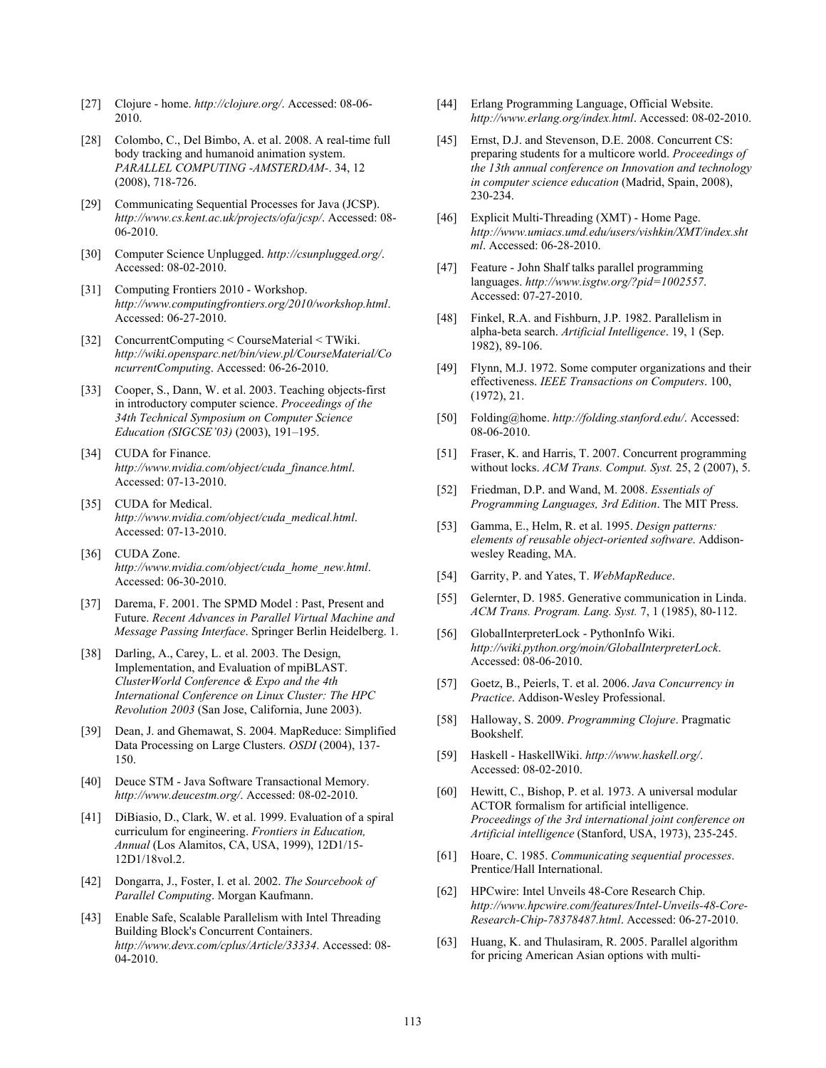[27] Clojure - home. *http://clojure.org/*. Accessed: 08-06-2010.

[28] Colombo, C., Del Bimbo, A. et al. 2008. A real-time full body tracking and humanoid animation system. *PARALLEL COMPUTING -AMSTERDAM-*. 34, 12 (2008), 718-726.

[29] Communicating Sequential Processes for Java (JCSP). *http://www.cs.kent.ac.uk/projects/ofa/jcsp/*. Accessed: 08-06-2010.

[30] Computer Science Unplugged. *http://csunplugged.org/*. Accessed: 08-02-2010.

[31] Computing Frontiers 2010 - Workshop. *http://www.computingfrontiers.org/2010/workshop.html*. Accessed: 06-27-2010.

[32] ConcurrentComputing < CourseMaterial < TWiki. *http://wiki.opensparc.net/bin/view.pl/CourseMaterial/ConcurrentComputing*. Accessed: 06-26-2010.

[33] Cooper, S., Dann, W. et al. 2003. Teaching objects-first in introductory computer science. *Proceedings of the 34th Technical Symposium on Computer Science Education (SIGCSE'03)* (2003), 191–195.

[34] CUDA for Finance. *http://www.nvidia.com/object/cuda_finance.html*. Accessed: 07-13-2010.

[35] CUDA for Medical. *http://www.nvidia.com/object/cuda_medical.html*. Accessed: 07-13-2010.

[36] CUDA Zone. *http://www.nvidia.com/object/cuda_home_new.html*. Accessed: 06-30-2010.

[37] Darema, F. 2001. The SPMD Model : Past, Present and Future. *Recent Advances in Parallel Virtual Machine and Message Passing Interface*. Springer Berlin Heidelberg. 1.

[38] Darling, A., Carey, L. et al. 2003. The Design, Implementation, and Evaluation of mpiBLAST. *ClusterWorld Conference & Expo and the 4th International Conference on Linux Cluster: The HPC Revolution 2003* (San Jose, California, June 2003).

[39] Dean, J. and Ghemawat, S. 2004. MapReduce: Simplified Data Processing on Large Clusters. *OSDI* (2004), 137-150.

[40] Deuce STM - Java Software Transactional Memory. *http://www.deucestm.org/*. Accessed: 08-02-2010.

[41] DiBiasio, D., Clark, W. et al. 1999. Evaluation of a spiral curriculum for engineering. *Frontiers in Education, Annual* (Los Alamitos, CA, USA, 1999), 12D1/15-12D1/18vol.2.

[42] Dongarra, J., Foster, I. et al. 2002. *The Sourcebook of Parallel Computing*. Morgan Kaufmann.

[43] Enable Safe, Scalable Parallelism with Intel Threading Building Block's Concurrent Containers. *http://www.devx.com/cplus/Article/33334*. Accessed: 08-04-2010.

[44] Erlang Programming Language, Official Website. *http://www.erlang.org/index.html*. Accessed: 08-02-2010.

[45] Ernst, D.J. and Stevenson, D.E. 2008. Concurrent CS: preparing students for a multicore world. *Proceedings of the 13th annual conference on Innovation and technology in computer science education* (Madrid, Spain, 2008), 230-234.

[46] Explicit Multi-Threading (XMT) - Home Page. *http://www.umiacs.umd.edu/users/vishkin/XMT/index.shtml*. Accessed: 06-28-2010.

[47] Feature - John Shalf talks parallel programming languages. *http://www.isgtw.org/?pid=1002557*. Accessed: 07-27-2010.

[48] Finkel, R.A. and Fishburn, J.P. 1982. Parallelism in alpha-beta search. *Artificial Intelligence*. 19, 1 (Sep. 1982), 89-106.

[49] Flynn, M.J. 1972. Some computer organizations and their effectiveness. *IEEE Transactions on Computers*. 100, (1972), 21.

[50] Folding@home. *http://folding.stanford.edu/*. Accessed: 08-06-2010.

[51] Fraser, K. and Harris, T. 2007. Concurrent programming without locks. *ACM Trans. Comput. Syst.* 25, 2 (2007), 5.

[52] Friedman, D.P. and Wand, M. 2008. *Essentials of Programming Languages, 3rd Edition*. The MIT Press.

[53] Gamma, E., Helm, R. et al. 1995. *Design patterns: elements of reusable object-oriented software*. Addison-wesley Reading, MA.

[54] Garrity, P. and Yates, T. *WebMapReduce*.

[55] Gelernter, D. 1985. Generative communication in Linda. *ACM Trans. Program. Lang. Syst.* 7, 1 (1985), 80-112.

[56] GlobalInterpreterLock - PythonInfo Wiki. *http://wiki.python.org/moin/GlobalInterpreterLock*. Accessed: 08-06-2010.

[57] Goetz, B., Peierls, T. et al. 2006. *Java Concurrency in Practice*. Addison-Wesley Professional.

[58] Halloway, S. 2009. *Programming Clojure*. Pragmatic Bookshelf.

[59] Haskell - HaskellWiki. *http://www.haskell.org/*. Accessed: 08-02-2010.

[60] Hewitt, C., Bishop, P. et al. 1973. A universal modular ACTOR formalism for artificial intelligence. *Proceedings of the 3rd international joint conference on Artificial intelligence* (Stanford, USA, 1973), 235-245.

[61] Hoare, C. 1985. *Communicating sequential processes*. Prentice/Hall International.

[62] HPCwire: Intel Unveils 48-Core Research Chip. *http://www.hpcwire.com/features/Intel-Unveils-48-Core-Research-Chip-78378487.html*. Accessed: 06-27-2010.

[63] Huang, K. and Thulasiram, R. 2005. Parallel algorithm for pricing American Asian options with multi-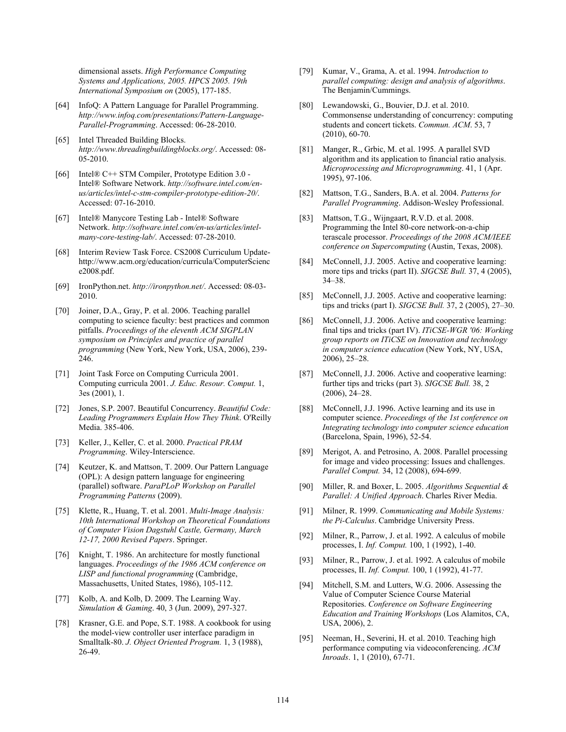dimensional assets. *High Performance Computing Systems and Applications, 2005. HPCS 2005. 19th International Symposium on* (2005), 177-185.

[64] InfoQ: A Pattern Language for Parallel Programming. *http://www.infoq.com/presentations/Pattern-Language-Parallel-Programming*. Accessed: 06-28-2010.

[65] Intel Threaded Building Blocks. *http://www.threadingbuildingblocks.org/*. Accessed: 08-05-2010.

[66] Intel® C++ STM Compiler, Prototype Edition 3.0 - Intel® Software Network. *http://software.intel.com/en-us/articles/intel-c-stm-compiler-prototype-edition-20/*. Accessed: 07-16-2010.

[67] Intel® Manycore Testing Lab - Intel® Software Network. *http://software.intel.com/en-us/articles/intel-many-core-testing-lab/*. Accessed: 07-28-2010.

[68] Interim Review Task Force. CS2008 Curriculum Update-http://www.acm.org/education/curricula/ComputerScience2008.pdf.

[69] IronPython.net. *http://ironpython.net/*. Accessed: 08-03-2010.

[70] Joiner, D.A., Gray, P. et al. 2006. Teaching parallel computing to science faculty: best practices and common pitfalls. *Proceedings of the eleventh ACM SIGPLAN symposium on Principles and practice of parallel programming* (New York, New York, USA, 2006), 239-246.

[71] Joint Task Force on Computing Curricula 2001. Computing curricula 2001. *J. Educ. Resour. Comput.* 1, 3es (2001), 1.

[72] Jones, S.P. 2007. Beautiful Concurrency. *Beautiful Code: Leading Programmers Explain How They Think*. O'Reilly Media. 385-406.

[73] Keller, J., Keller, C. et al. 2000. *Practical PRAM Programming*. Wiley-Interscience.

[74] Keutzer, K. and Mattson, T. 2009. Our Pattern Language (OPL): A design pattern language for engineering (parallel) software. *ParaPLoP Workshop on Parallel Programming Patterns* (2009).

[75] Klette, R., Huang, T. et al. 2001. *Multi-Image Analysis: 10th International Workshop on Theoretical Foundations of Computer Vision Dagstuhl Castle, Germany, March 12-17, 2000 Revised Papers*. Springer.

[76] Knight, T. 1986. An architecture for mostly functional languages. *Proceedings of the 1986 ACM conference on LISP and functional programming* (Cambridge, Massachusetts, United States, 1986), 105-112.

[77] Kolb, A. and Kolb, D. 2009. The Learning Way. *Simulation & Gaming*. 40, 3 (Jun. 2009), 297-327.

[78] Krasner, G.E. and Pope, S.T. 1988. A cookbook for using the model-view controller user interface paradigm in Smalltalk-80. *J. Object Oriented Program.* 1, 3 (1988), 26-49.

[79] Kumar, V., Grama, A. et al. 1994. *Introduction to parallel computing: design and analysis of algorithms*. The Benjamin/Cummings.

[80] Lewandowski, G., Bouvier, D.J. et al. 2010. Commonsense understanding of concurrency: computing students and concert tickets. *Commun. ACM*. 53, 7 (2010), 60-70.

[81] Manger, R., Grbic, M. et al. 1995. A parallel SVD algorithm and its application to financial ratio analysis. *Microprocessing and Microprogramming*. 41, 1 (Apr. 1995), 97-106.

[82] Mattson, T.G., Sanders, B.A. et al. 2004. *Patterns for Parallel Programming*. Addison-Wesley Professional.

[83] Mattson, T.G., Wijngaart, R.V.D. et al. 2008. Programming the Intel 80-core network-on-a-chip terascale processor. *Proceedings of the 2008 ACM/IEEE conference on Supercomputing* (Austin, Texas, 2008).

[84] McConnell, J.J. 2005. Active and cooperative learning: more tips and tricks (part II). *SIGCSE Bull.* 37, 4 (2005), 34–38.

[85] McConnell, J.J. 2005. Active and cooperative learning: tips and tricks (part I). *SIGCSE Bull.* 37, 2 (2005), 27–30.

[86] McConnell, J.J. 2006. Active and cooperative learning: final tips and tricks (part IV). *ITiCSE-WGR '06: Working group reports on ITiCSE on Innovation and technology in computer science education* (New York, NY, USA, 2006), 25–28.

[87] McConnell, J.J. 2006. Active and cooperative learning: further tips and tricks (part 3). *SIGCSE Bull.* 38, 2 (2006), 24–28.

[88] McConnell, J.J. 1996. Active learning and its use in computer science. *Proceedings of the 1st conference on Integrating technology into computer science education* (Barcelona, Spain, 1996), 52-54.

[89] Merigot, A. and Petrosino, A. 2008. Parallel processing for image and video processing: Issues and challenges. *Parallel Comput.* 34, 12 (2008), 694-699.

[90] Miller, R. and Boxer, L. 2005. *Algorithms Sequential & Parallel: A Unified Approach*. Charles River Media.

[91] Milner, R. 1999. *Communicating and Mobile Systems: the Pi-Calculus*. Cambridge University Press.

[92] Milner, R., Parrow, J. et al. 1992. A calculus of mobile processes, I. *Inf. Comput.* 100, 1 (1992), 1-40.

[93] Milner, R., Parrow, J. et al. 1992. A calculus of mobile processes, II. *Inf. Comput.* 100, 1 (1992), 41-77.

[94] Mitchell, S.M. and Lutters, W.G. 2006. Assessing the Value of Computer Science Course Material Repositories. *Conference on Software Engineering Education and Training Workshops* (Los Alamitos, CA, USA, 2006), 2.

[95] Neeman, H., Severini, H. et al. 2010. Teaching high performance computing via videoconferencing. *ACM Inroads*. 1, 1 (2010), 67-71.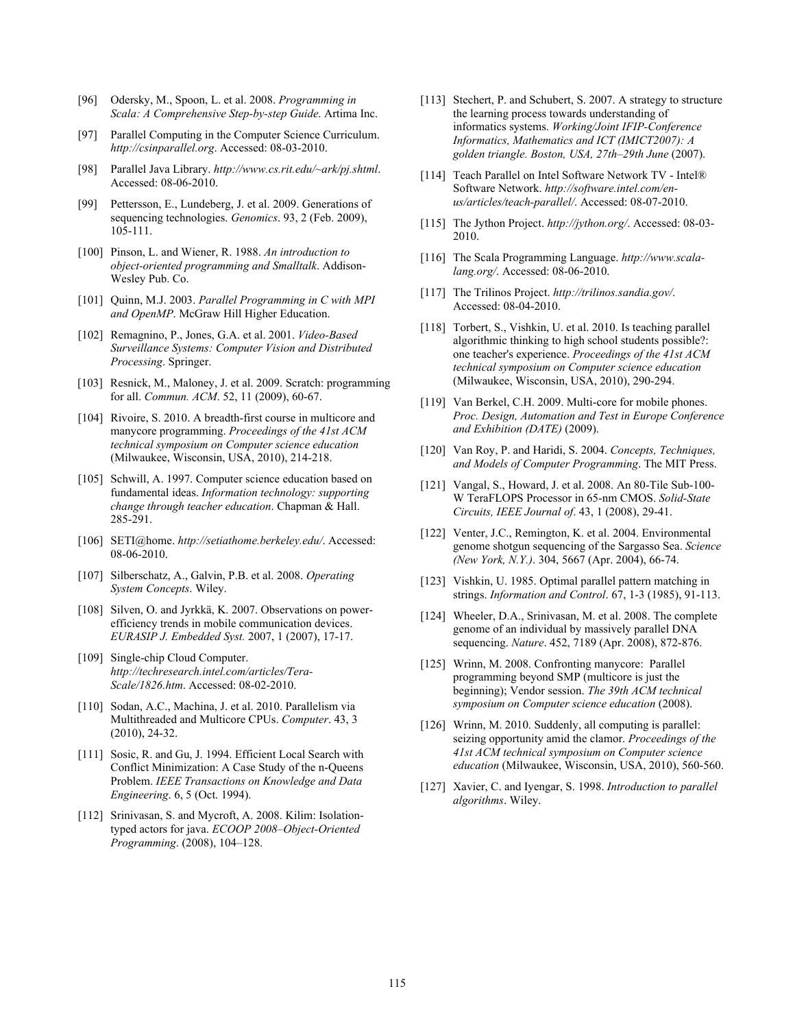[96] Odersky, M., Spoon, L. et al. 2008. *Programming in Scala: A Comprehensive Step-by-step Guide*. Artima Inc.

[97] Parallel Computing in the Computer Science Curriculum. *http://csinparallel.org*. Accessed: 08-03-2010.

[98] Parallel Java Library. *http://www.cs.rit.edu/~ark/pj.shtml*. Accessed: 08-06-2010.

[99] Pettersson, E., Lundeberg, J. et al. 2009. Generations of sequencing technologies. *Genomics*. 93, 2 (Feb. 2009), 105-111.

[100] Pinson, L. and Wiener, R. 1988. *An introduction to object-oriented programming and Smalltalk*. Addison-Wesley Pub. Co.

[101] Quinn, M.J. 2003. *Parallel Programming in C with MPI and OpenMP*. McGraw Hill Higher Education.

[102] Remagnino, P., Jones, G.A. et al. 2001. *Video-Based Surveillance Systems: Computer Vision and Distributed Processing*. Springer.

[103] Resnick, M., Maloney, J. et al. 2009. Scratch: programming for all. *Commun. ACM*. 52, 11 (2009), 60-67.

[104] Rivoire, S. 2010. A breadth-first course in multicore and manycore programming. *Proceedings of the 41st ACM technical symposium on Computer science education* (Milwaukee, Wisconsin, USA, 2010), 214-218.

[105] Schwill, A. 1997. Computer science education based on fundamental ideas. *Information technology: supporting change through teacher education*. Chapman & Hall. 285-291.

[106] SETI@home. *http://setiathome.berkeley.edu/*. Accessed: 08-06-2010.

[107] Silberschatz, A., Galvin, P.B. et al. 2008. *Operating System Concepts*. Wiley.

[108] Silven, O. and Jyrkkä, K. 2007. Observations on power-efficiency trends in mobile communication devices. *EURASIP J. Embedded Syst.* 2007, 1 (2007), 17-17.

[109] Single-chip Cloud Computer. *http://techresearch.intel.com/articles/Tera-Scale/1826.htm*. Accessed: 08-02-2010.

[110] Sodan, A.C., Machina, J. et al. 2010. Parallelism via Multithreaded and Multicore CPUs. *Computer*. 43, 3 (2010), 24-32.

[111] Sosic, R. and Gu, J. 1994. Efficient Local Search with Conflict Minimization: A Case Study of the n-Queens Problem. *IEEE Transactions on Knowledge and Data Engineering*. 6, 5 (Oct. 1994).

[112] Srinivasan, S. and Mycroft, A. 2008. Kilim: Isolation-typed actors for java. *ECOOP 2008–Object-Oriented Programming*. (2008), 104–128.

[113] Stechert, P. and Schubert, S. 2007. A strategy to structure the learning process towards understanding of informatics systems. *Working/Joint IFIP-Conference Informatics, Mathematics and ICT (IMICT2007): A golden triangle. Boston, USA, 27th–29th June* (2007).

[114] Teach Parallel on Intel Software Network TV - Intel® Software Network. *http://software.intel.com/en-us/articles/teach-parallel/*. Accessed: 08-07-2010.

[115] The Jython Project. *http://jython.org/*. Accessed: 08-03-2010.

[116] The Scala Programming Language. *http://www.scala-lang.org/*. Accessed: 08-06-2010.

[117] The Trilinos Project. *http://trilinos.sandia.gov/*. Accessed: 08-04-2010.

[118] Torbert, S., Vishkin, U. et al. 2010. Is teaching parallel algorithmic thinking to high school students possible?: one teacher's experience. *Proceedings of the 41st ACM technical symposium on Computer science education* (Milwaukee, Wisconsin, USA, 2010), 290-294.

[119] Van Berkel, C.H. 2009. Multi-core for mobile phones. *Proc. Design, Automation and Test in Europe Conference and Exhibition (DATE)* (2009).

[120] Van Roy, P. and Haridi, S. 2004. *Concepts, Techniques, and Models of Computer Programming*. The MIT Press.

[121] Vangal, S., Howard, J. et al. 2008. An 80-Tile Sub-100-W TeraFLOPS Processor in 65-nm CMOS. *Solid-State Circuits, IEEE Journal of*. 43, 1 (2008), 29-41.

[122] Venter, J.C., Remington, K. et al. 2004. Environmental genome shotgun sequencing of the Sargasso Sea. *Science (New York, N.Y.)*. 304, 5667 (Apr. 2004), 66-74.

[123] Vishkin, U. 1985. Optimal parallel pattern matching in strings. *Information and Control*. 67, 1-3 (1985), 91-113.

[124] Wheeler, D.A., Srinivasan, M. et al. 2008. The complete genome of an individual by massively parallel DNA sequencing. *Nature*. 452, 7189 (Apr. 2008), 872-876.

[125] Wrinn, M. 2008. Confronting manycore: Parallel programming beyond SMP (multicore is just the beginning); Vendor session. *The 39th ACM technical symposium on Computer science education* (2008).

[126] Wrinn, M. 2010. Suddenly, all computing is parallel: seizing opportunity amid the clamor. *Proceedings of the 41st ACM technical symposium on Computer science education* (Milwaukee, Wisconsin, USA, 2010), 560-560.

[127] Xavier, C. and Iyengar, S. 1998. *Introduction to parallel algorithms*. Wiley.